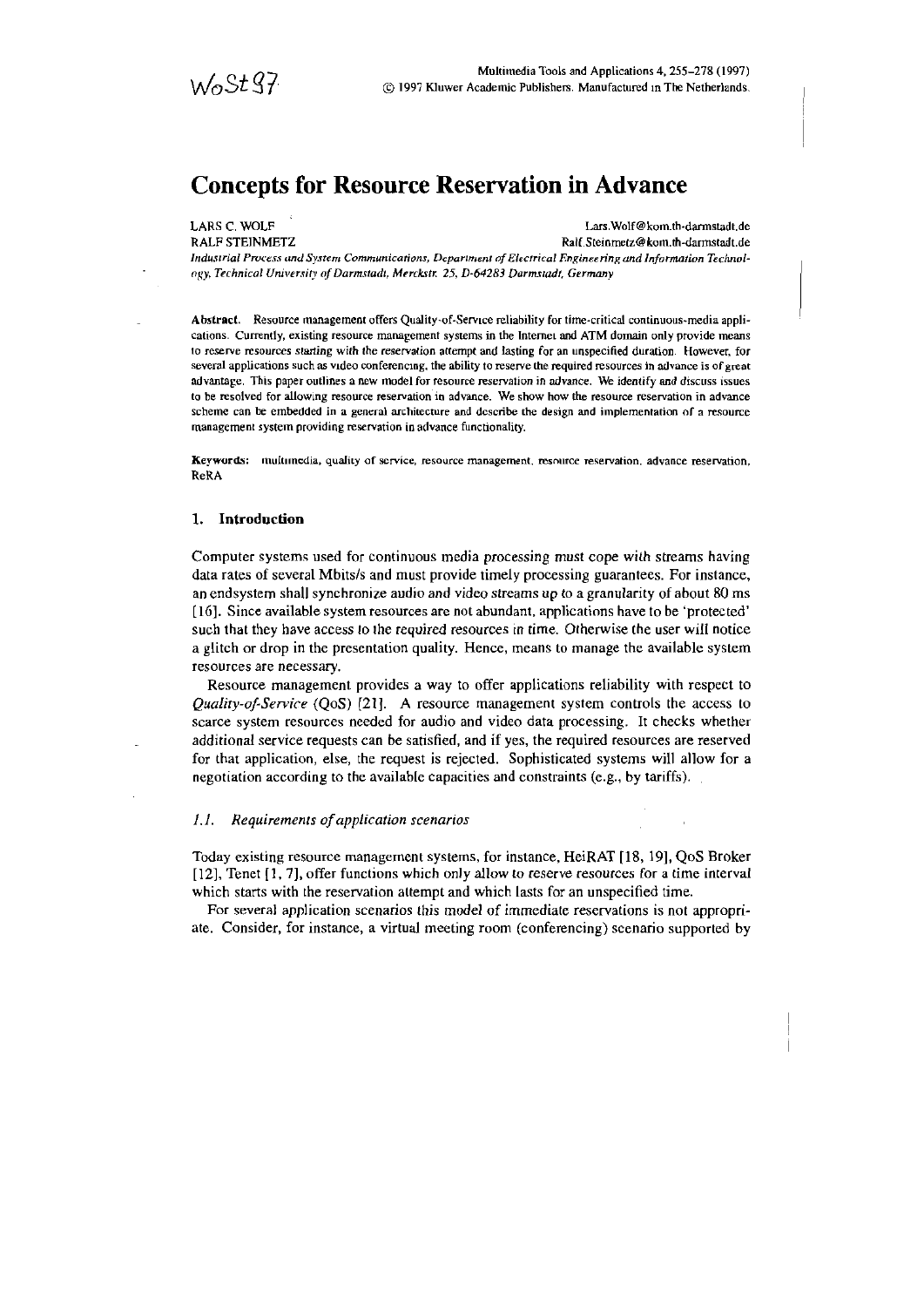WoSt97

# Concepts for Resource Reservation in Advance

LARS C. WOLF  Lars.Wolf@kom.th-darmstadt.de
RALF STEINMETZ  Ralf.Steinmetz@kom.th-darmstadt.de

*Industrial Process and System Communications, Department of Electrical Engineering and Information Technology, Technical University of Darmstadt, Merckstr. 25, D-64283 Darmstadt, Germany*

**Abstract.** Resource management offers Quality-of-Service reliability for time-critical continuous-media applications. Currently, existing resource management systems in the Internet and ATM domain only provide means to reserve resources starting with the reservation attempt and lasting for an unspecified duration. However, for several applications such as video conferencing, the ability to reserve the required resources in advance is of great advantage. This paper outlines a new model for resource reservation in advance. We identify and discuss issues to be resolved for allowing resource reservation in advance. We show how the resource reservation in advance scheme can be embedded in a general architecture and describe the design and implementation of a resource management system providing reservation in advance functionality.

**Keywords:** multimedia, quality of service, resource management, resource reservation, advance reservation, ReRA

## 1. Introduction

Computer systems used for continuous media processing must cope with streams having data rates of several Mbits/s and must provide timely processing guarantees. For instance, an endsystem shall synchronize audio and video streams up to a granularity of about 80 ms [16]. Since available system resources are not abundant, applications have to be 'protected' such that they have access to the required resources in time. Otherwise the user will notice a glitch or drop in the presentation quality. Hence, means to manage the available system resources are necessary.

Resource management provides a way to offer applications reliability with respect to *Quality-of-Service* (QoS) [21]. A resource management system controls the access to scarce system resources needed for audio and video data processing. It checks whether additional service requests can be satisfied, and if yes, the required resources are reserved for that application, else, the request is rejected. Sophisticated systems will allow for a negotiation according to the available capacities and constraints (e.g., by tariffs).

### *1.1. Requirements of application scenarios*

Today existing resource management systems, for instance, HeiRAT [18, 19], QoS Broker [12], Tenet [1, 7], offer functions which only allow to reserve resources for a time interval which starts with the reservation attempt and which lasts for an unspecified time.

For several application scenarios this model of immediate reservations is not appropriate. Consider, for instance, a virtual meeting room (conferencing) scenario supported by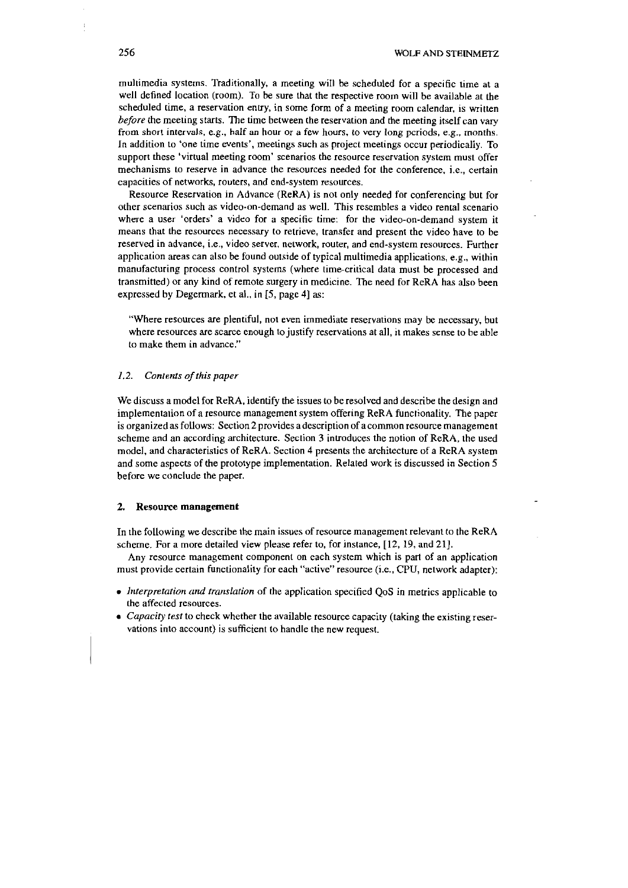multimedia systems. Traditionally, a meeting will be scheduled for a specific time at a well defined location (room). To be sure that the respective room will be available at the scheduled time, a reservation entry, in some form of a meeting room calendar, is written *before* the meeting starts. The time between the reservation and the meeting itself can vary from short intervals, e.g., half an hour or a few hours, to very long periods, e.g., months. In addition to 'one time events', meetings such as project meetings occur periodically. To support these 'virtual meeting room' scenarios the resource reservation system must offer mechanisms to reserve in advance the resources needed for the conference, i.e., certain capacities of networks, routers, and end-system resources.

Resource Reservation in Advance (ReRA) is not only needed for conferencing but for other scenarios such as video-on-demand as well. This resembles a video rental scenario where a user 'orders' a video for a specific time: for the video-on-demand system it means that the resources necessary to retrieve, transfer and present the video have to be reserved in advance, i.e., video server, network, router, and end-system resources. Further application areas can also be found outside of typical multimedia applications, e.g., within manufacturing process control systems (where time-critical data must be processed and transmitted) or any kind of remote surgery in medicine. The need for ReRA has also been expressed by Degermark, et al., in [5, page 4] as:

> "Where resources are plentiful, not even immediate reservations may be necessary, but where resources are scarce enough to justify reservations at all, it makes sense to be able to make them in advance."

### 1.2. *Contents of this paper*

We discuss a model for ReRA, identify the issues to be resolved and describe the design and implementation of a resource management system offering ReRA functionality. The paper is organized as follows: Section 2 provides a description of a common resource management scheme and an according architecture. Section 3 introduces the notion of ReRA, the used model, and characteristics of ReRA. Section 4 presents the architecture of a ReRA system and some aspects of the prototype implementation. Related work is discussed in Section 5 before we conclude the paper.

## 2. Resource management

In the following we describe the main issues of resource management relevant to the ReRA scheme. For a more detailed view please refer to, for instance, [12, 19, and 21].

Any resource management component on each system which is part of an application must provide certain functionality for each "active" resource (i.e., CPU, network adapter):

- *Interpretation and translation* of the application specified QoS in metrics applicable to the affected resources.
- *Capacity test* to check whether the available resource capacity (taking the existing reservations into account) is sufficient to handle the new request.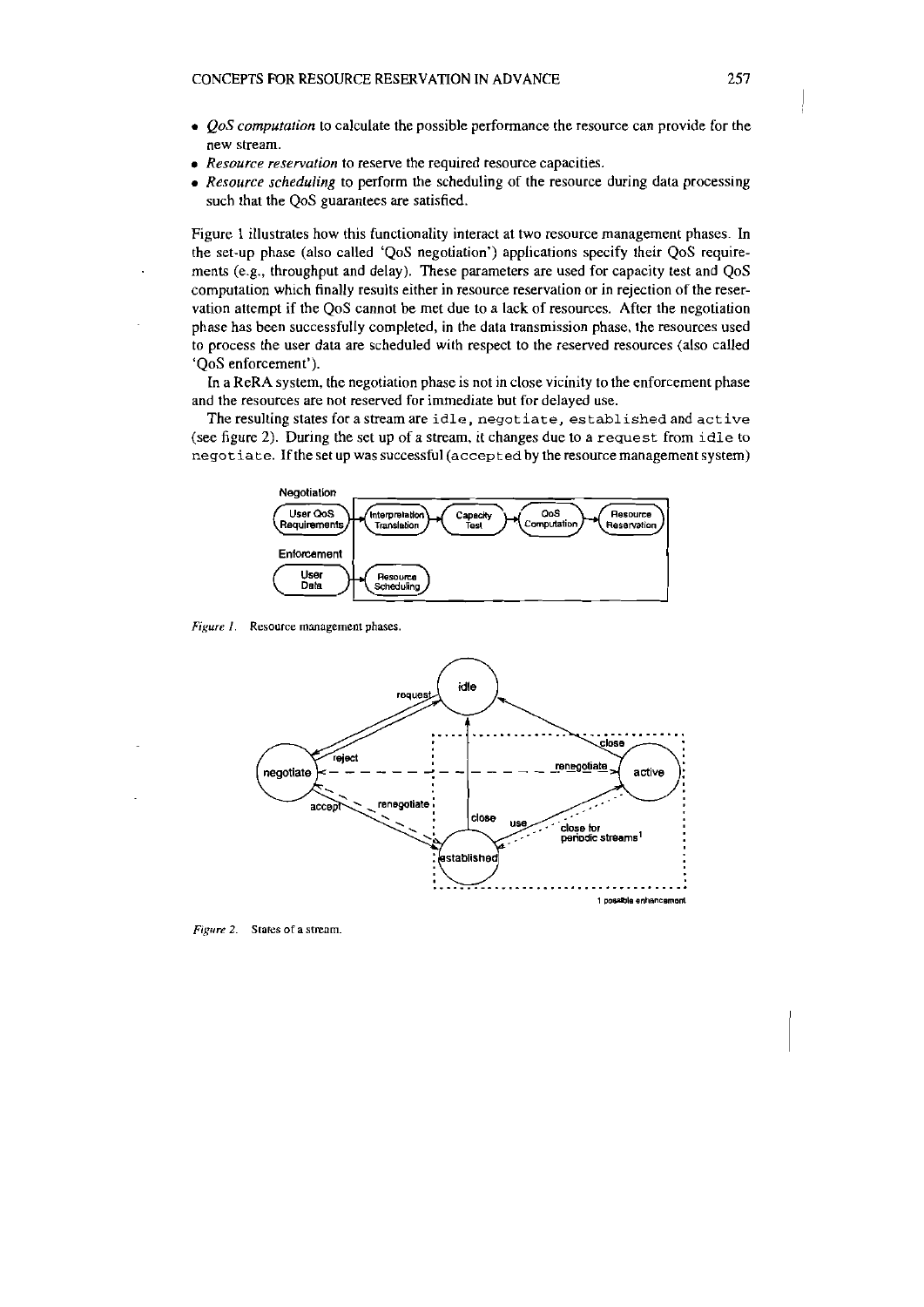- *QoS computation* to calculate the possible performance the resource can provide for the new stream.
- *Resource reservation* to reserve the required resource capacities.
- *Resource scheduling* to perform the scheduling of the resource during data processing such that the QoS guarantees are satisfied.

Figure 1 illustrates how this functionality interact at two resource management phases. In the set-up phase (also called 'QoS negotiation') applications specify their QoS requirements (e.g., throughput and delay). These parameters are used for capacity test and QoS computation which finally results either in resource reservation or in rejection of the reservation attempt if the QoS cannot be met due to a lack of resources. After the negotiation phase has been successfully completed, in the data transmission phase, the resources used to process the user data are scheduled with respect to the reserved resources (also called 'QoS enforcement').

In a ReRA system, the negotiation phase is not in close vicinity to the enforcement phase and the resources are not reserved for immediate but for delayed use.

The resulting states for a stream are `idle`, `negotiate`, `established` and `active` (see figure 2). During the set up of a stream, it changes due to a `request` from `idle` to `negotiate`. If the set up was successful (`accepted` by the resource management system)

*Figure 1.* Resource management phases.

*Figure 2.* States of a stream.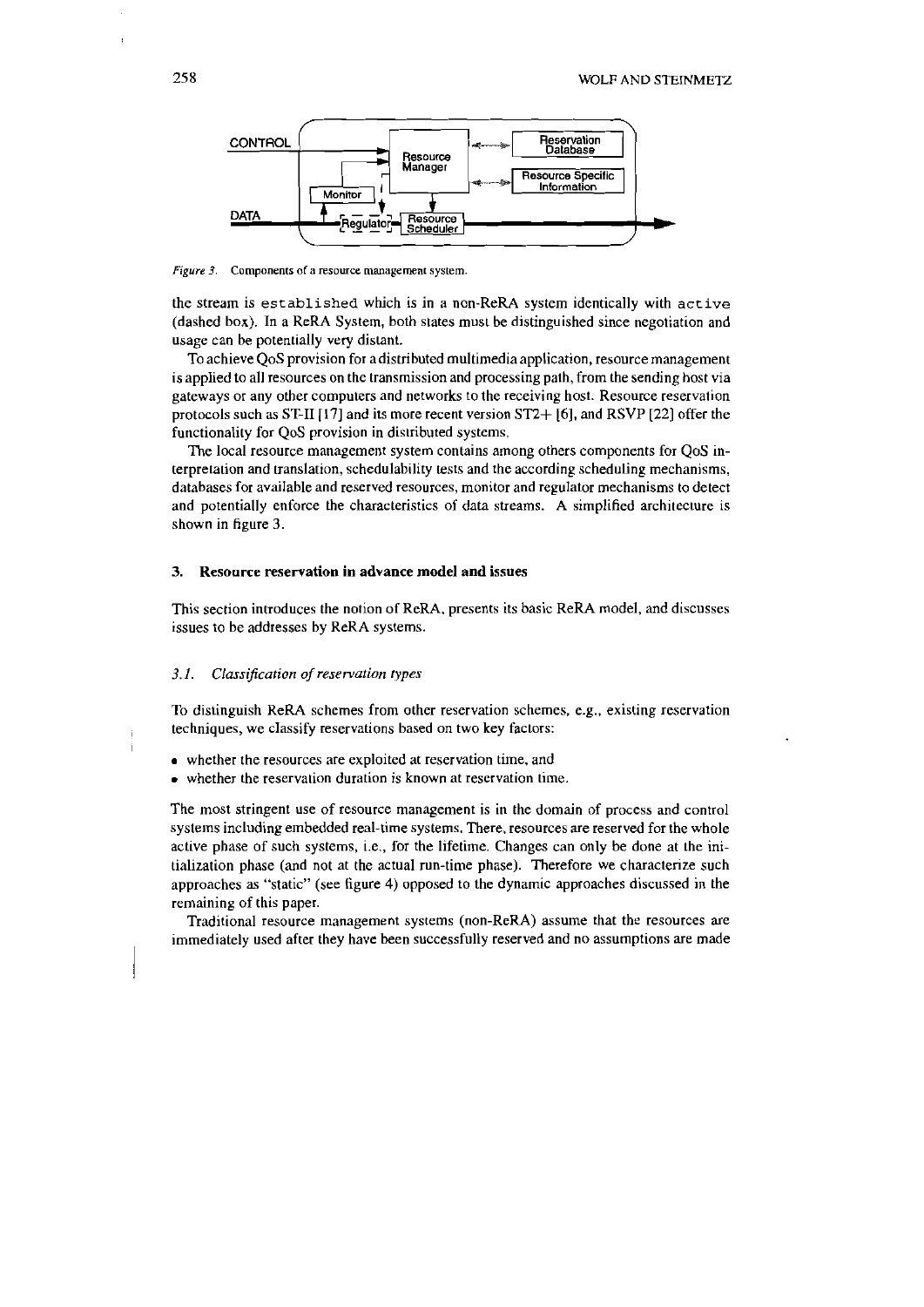CONTROL

Resource Manager

Reservation Database

Resource Specific Information

Monitor

DATA

Regulator

Resource Scheduler

*Figure 3.* Components of a resource management system.

the stream is `established` which is in a non-ReRA system identically with `active` (dashed box). In a ReRA System, both states must be distinguished since negotiation and usage can be potentially very distant.

To achieve QoS provision for a distributed multimedia application, resource management is applied to all resources on the transmission and processing path, from the sending host via gateways or any other computers and networks to the receiving host. Resource reservation protocols such as ST-II [17] and its more recent version ST2+ [6], and RSVP [22] offer the functionality for QoS provision in distributed systems.

The local resource management system contains among others components for QoS interpretation and translation, schedulability tests and the according scheduling mechanisms, databases for available and reserved resources, monitor and regulator mechanisms to detect and potentially enforce the characteristics of data streams. A simplified architecture is shown in figure 3.

## 3. Resource reservation in advance model and issues

This section introduces the notion of ReRA, presents its basic ReRA model, and discusses issues to be addresses by ReRA systems.

### 3.1. Classification of reservation types

To distinguish ReRA schemes from other reservation schemes, e.g., existing reservation techniques, we classify reservations based on two key factors:

- whether the resources are exploited at reservation time, and
- whether the reservation duration is known at reservation time.

The most stringent use of resource management is in the domain of process and control systems including embedded real-time systems. There, resources are reserved for the whole active phase of such systems, i.e., for the lifetime. Changes can only be done at the initialization phase (and not at the actual run-time phase). Therefore we characterize such approaches as "static" (see figure 4) opposed to the dynamic approaches discussed in the remaining of this paper.

Traditional resource management systems (non-ReRA) assume that the resources are immediately used after they have been successfully reserved and no assumptions are made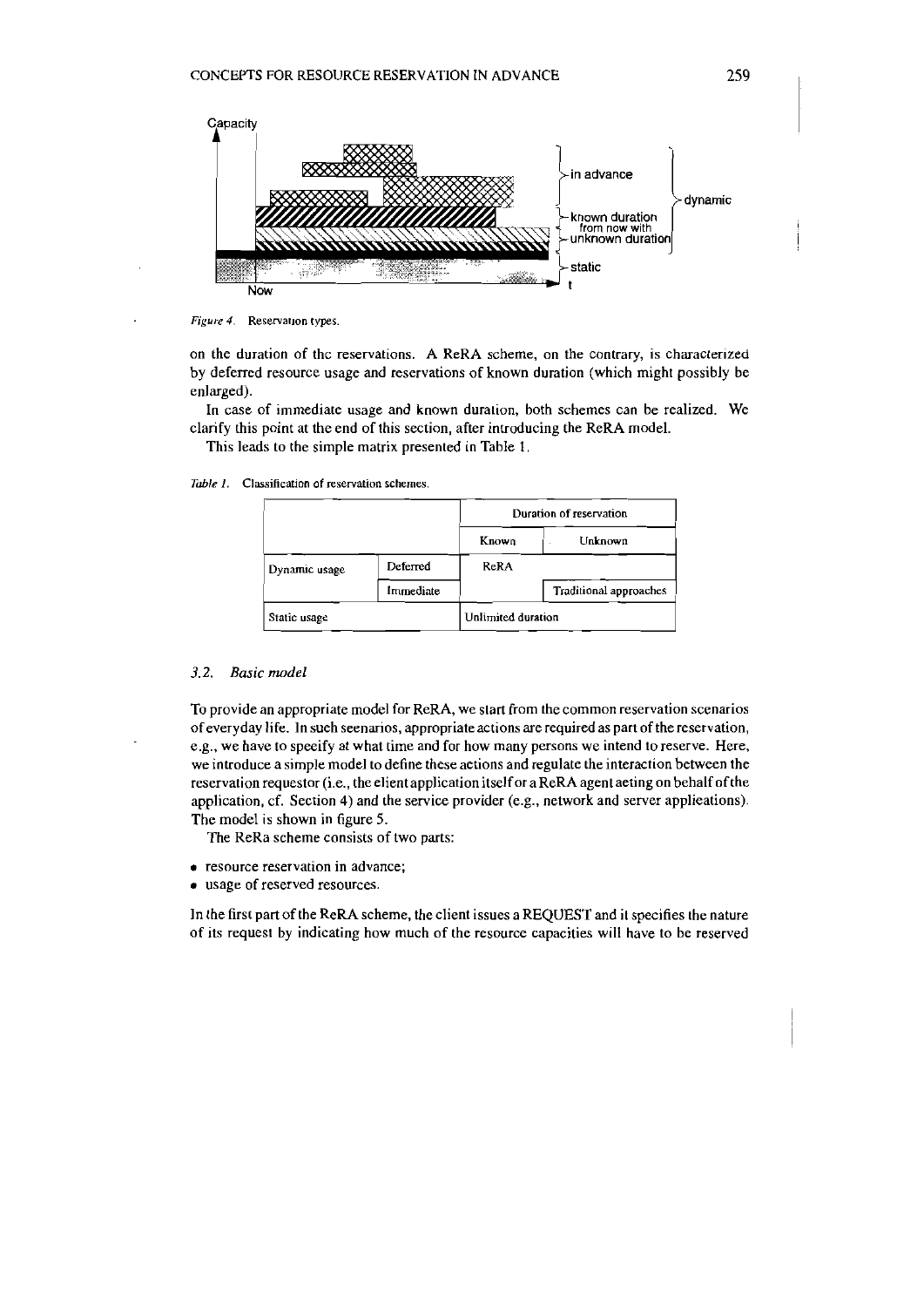*Figure 4.* Reservation types.

on the duration of the reservations. A ReRA scheme, on the contrary, is characterized by deferred resource usage and reservations of known duration (which might possibly be enlarged).

In case of immediate usage and known duration, both schemes can be realized. We clarify this point at the end of this section, after introducing the ReRA model.

This leads to the simple matrix presented in Table 1.

*Table 1.* Classification of reservation schemes.

| | | Duration of reservation | |
|---|---|---|---|
| | | Known | Unknown |
| Dynamic usage | Deferred | ReRA | |
| | Immediate | | Traditional approaches |
| Static usage | | Unlimited duration | |

### 3.2. *Basic model*

To provide an appropriate model for ReRA, we start from the common reservation scenarios of everyday life. In such scenarios, appropriate actions are required as part of the reservation, e.g., we have to specify at what time and for how many persons we intend to reserve. Here, we introduce a simple model to define these actions and regulate the interaction between the reservation requestor (i.e., the client application itself or a ReRA agent acting on behalf of the application, cf. Section 4) and the service provider (e.g., network and server applications). The model is shown in figure 5.

The ReRa scheme consists of two parts:

- resource reservation in advance;
- usage of reserved resources.

In the first part of the ReRA scheme, the client issues a REQUEST and it specifies the nature of its request by indicating how much of the resource capacities will have to be reserved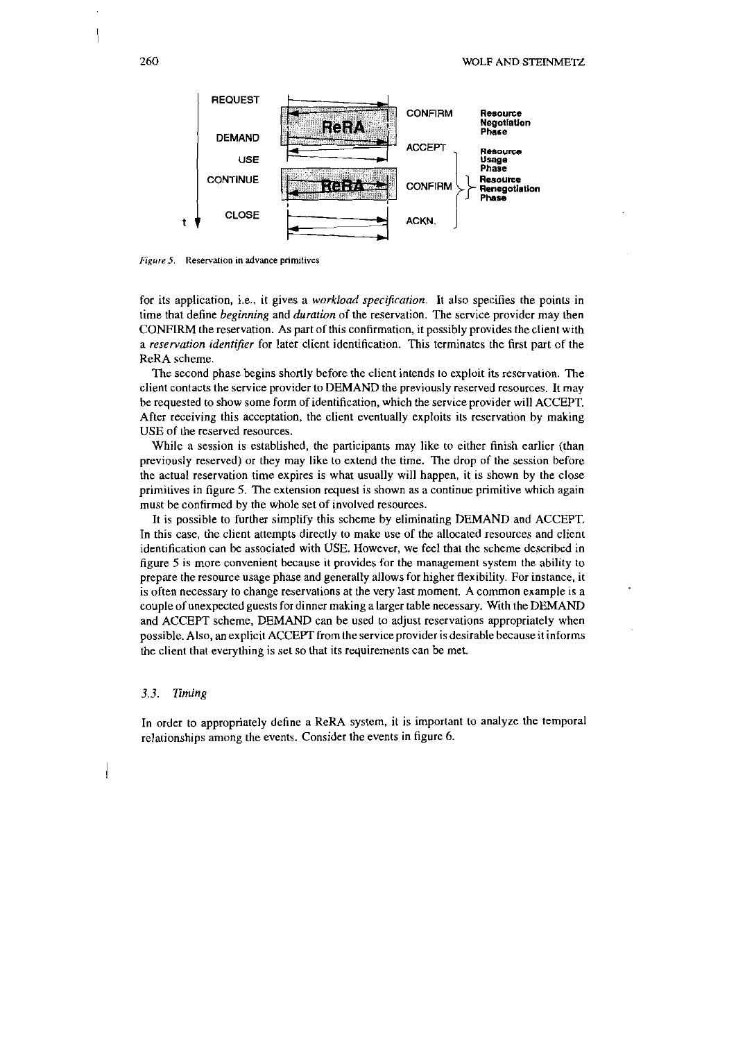*Figure 5.* Reservation in advance primitives

for its application, i.e., it gives a *workload specification*. It also specifies the points in time that define *beginning* and *duration* of the reservation. The service provider may then CONFIRM the reservation. As part of this confirmation, it possibly provides the client with a *reservation identifier* for later client identification. This terminates the first part of the ReRA scheme.

The second phase begins shortly before the client intends to exploit its reservation. The client contacts the service provider to DEMAND the previously reserved resources. It may be requested to show some form of identification, which the service provider will ACCEPT. After receiving this acceptation, the client eventually exploits its reservation by making USE of the reserved resources.

While a session is established, the participants may like to either finish earlier (than previously reserved) or they may like to extend the time. The drop of the session before the actual reservation time expires is what usually will happen, it is shown by the close primitives in figure 5. The extension request is shown as a continue primitive which again must be confirmed by the whole set of involved resources.

It is possible to further simplify this scheme by eliminating DEMAND and ACCEPT. In this case, the client attempts directly to make use of the allocated resources and client identification can be associated with USE. However, we feel that the scheme described in figure 5 is more convenient because it provides for the management system the ability to prepare the resource usage phase and generally allows for higher flexibility. For instance, it is often necessary to change reservations at the very last moment. A common example is a couple of unexpected guests for dinner making a larger table necessary. With the DEMAND and ACCEPT scheme, DEMAND can be used to adjust reservations appropriately when possible. Also, an explicit ACCEPT from the service provider is desirable because it informs the client that everything is set so that its requirements can be met.

### 3.3. *Timing*

In order to appropriately define a ReRA system, it is important to analyze the temporal relationships among the events. Consider the events in figure 6.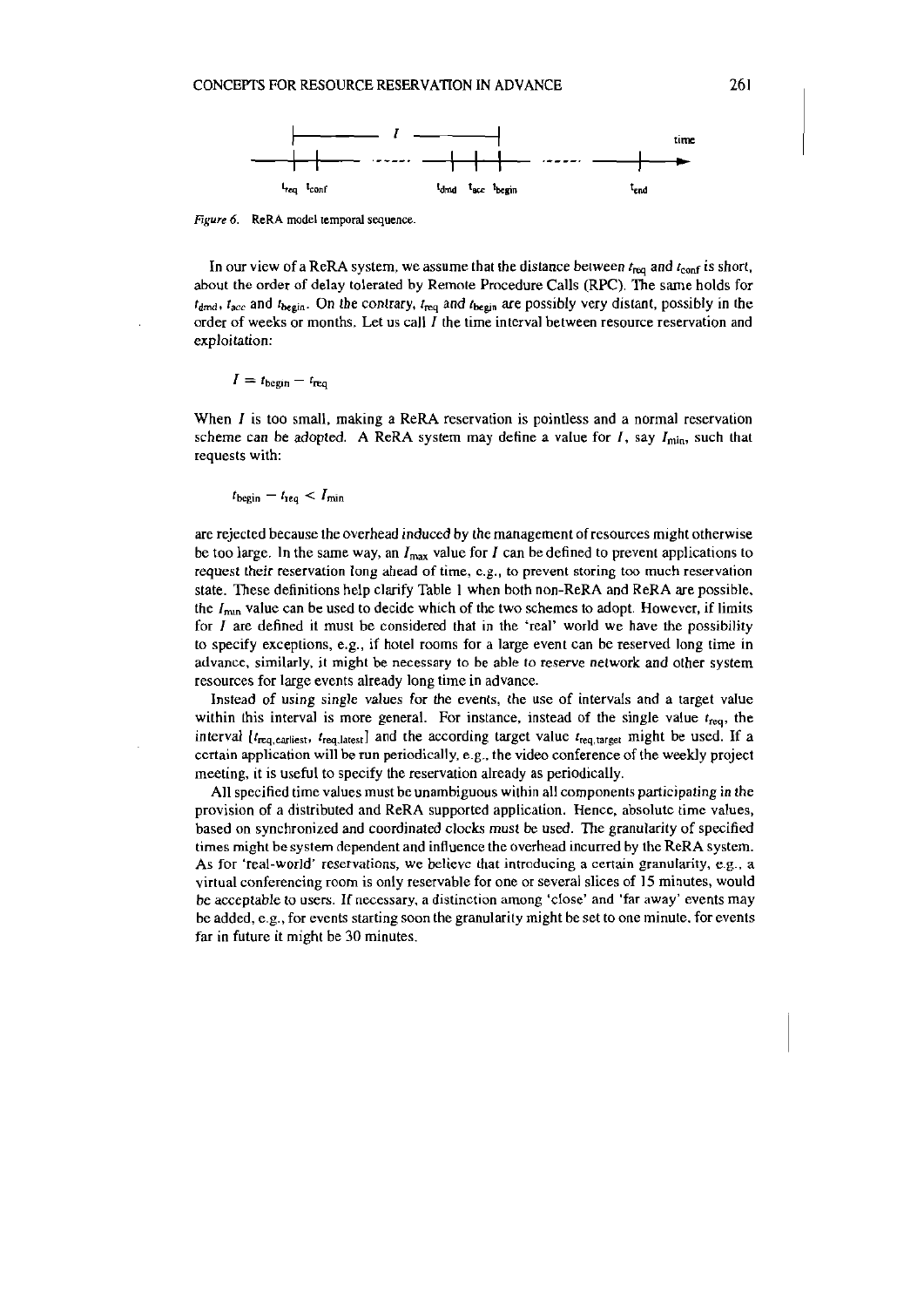*Figure 6.* ReRA model temporal sequence.

In our view of a ReRA system, we assume that the distance between $t_{req}$ and $t_{conf}$ is short, about the order of delay tolerated by Remote Procedure Calls (RPC). The same holds for $t_{dmd}$, $t_{acc}$ and $t_{begin}$. On the contrary, $t_{req}$ and $t_{begin}$ are possibly very distant, possibly in the order of weeks or months. Let us call $I$ the time interval between resource reservation and exploitation:

$$I = t_{begin} - t_{req}$$

When $I$ is too small, making a ReRA reservation is pointless and a normal reservation scheme can be adopted. A ReRA system may define a value for $I$, say $I_{min}$, such that requests with:

$$t_{begin} - t_{req} < I_{min}$$

are rejected because the overhead induced by the management of resources might otherwise be too large. In the same way, an $I_{max}$ value for $I$ can be defined to prevent applications to request their reservation long ahead of time, e.g., to prevent storing too much reservation state. These definitions help clarify Table 1 when both non-ReRA and ReRA are possible, the $I_{min}$ value can be used to decide which of the two schemes to adopt. However, if limits for $I$ are defined it must be considered that in the 'real' world we have the possibility to specify exceptions, e.g., if hotel rooms for a large event can be reserved long time in advance, similarly, it might be necessary to be able to reserve network and other system resources for large events already long time in advance.

Instead of using single values for the events, the use of intervals and a target value within this interval is more general. For instance, instead of the single value $t_{req}$, the interval $[t_{req,earliest}, t_{req,latest}]$ and the according target value $t_{req,target}$ might be used. If a certain application will be run periodically, e.g., the video conference of the weekly project meeting, it is useful to specify the reservation already as periodically.

All specified time values must be unambiguous within all components participating in the provision of a distributed and ReRA supported application. Hence, absolute time values, based on synchronized and coordinated clocks must be used. The granularity of specified times might be system dependent and influence the overhead incurred by the ReRA system. As for 'real-world' reservations, we believe that introducing a certain granularity, e.g., a virtual conferencing room is only reservable for one or several slices of 15 minutes, would be acceptable to users. If necessary, a distinction among 'close' and 'far away' events may be added, e.g., for events starting soon the granularity might be set to one minute, for events far in future it might be 30 minutes.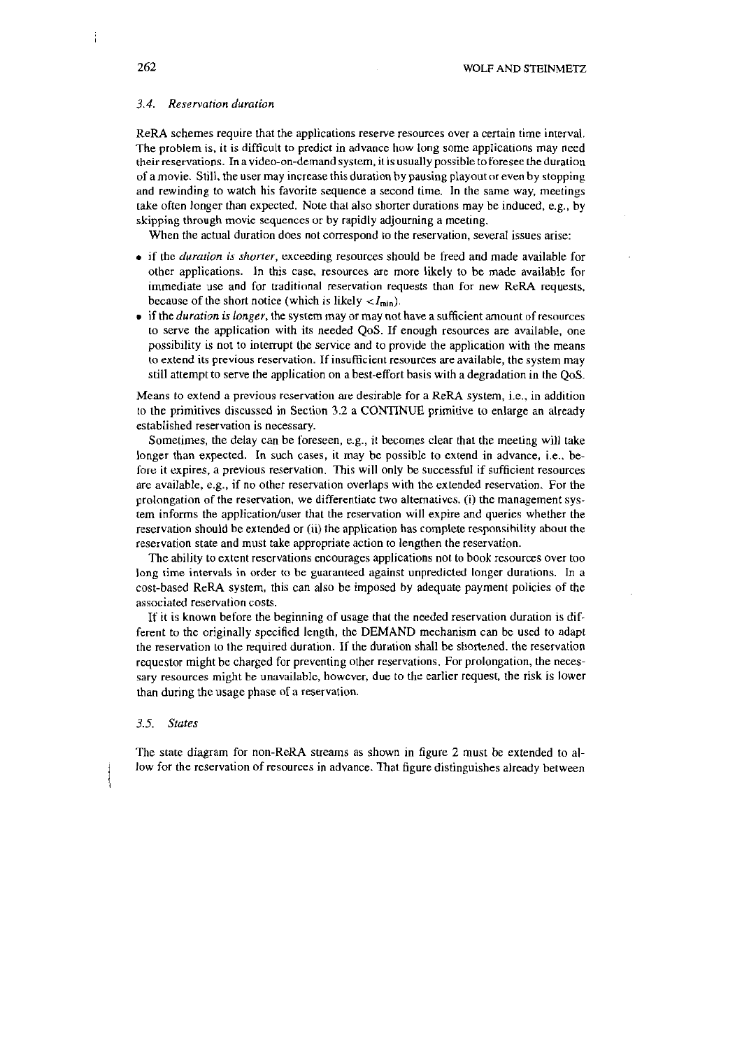### 3.4. Reservation duration

ReRA schemes require that the applications reserve resources over a certain time interval. The problem is, it is difficult to predict in advance how long some applications may need their reservations. In a video-on-demand system, it is usually possible to foresee the duration of a movie. Still, the user may increase this duration by pausing playout or even by stopping and rewinding to watch his favorite sequence a second time. In the same way, meetings take often longer than expected. Note that also shorter durations may be induced, e.g., by skipping through movie sequences or by rapidly adjourning a meeting.

When the actual duration does not correspond to the reservation, several issues arise:

- if the *duration is shorter*, exceeding resources should be freed and made available for other applications. In this case, resources are more likely to be made available for immediate use and for traditional reservation requests than for new ReRA requests, because of the short notice (which is likely $< I_{min}$).
- if the *duration is longer*, the system may or may not have a sufficient amount of resources to serve the application with its needed QoS. If enough resources are available, one possibility is not to interrupt the service and to provide the application with the means to extend its previous reservation. If insufficient resources are available, the system may still attempt to serve the application on a best-effort basis with a degradation in the QoS.

Means to extend a previous reservation are desirable for a ReRA system, i.e., in addition to the primitives discussed in Section 3.2 a CONTINUE primitive to enlarge an already established reservation is necessary.

Sometimes, the delay can be foreseen, e.g., it becomes clear that the meeting will take longer than expected. In such cases, it may be possible to extend in advance, i.e., before it expires, a previous reservation. This will only be successful if sufficient resources are available, e.g., if no other reservation overlaps with the extended reservation. For the prolongation of the reservation, we differentiate two alternatives. (i) the management system informs the application/user that the reservation will expire and queries whether the reservation should be extended or (ii) the application has complete responsibility about the reservation state and must take appropriate action to lengthen the reservation.

The ability to extent reservations encourages applications not to book resources over too long time intervals in order to be guaranteed against unpredicted longer durations. In a cost-based ReRA system, this can also be imposed by adequate payment policies of the associated reservation costs.

If it is known before the beginning of usage that the needed reservation duration is different to the originally specified length, the DEMAND mechanism can be used to adapt the reservation to the required duration. If the duration shall be shortened, the reservation requestor might be charged for preventing other reservations. For prolongation, the necessary resources might be unavailable, however, due to the earlier request, the risk is lower than during the usage phase of a reservation.

### 3.5. States

The state diagram for non-ReRA streams as shown in figure 2 must be extended to allow for the reservation of resources in advance. That figure distinguishes already between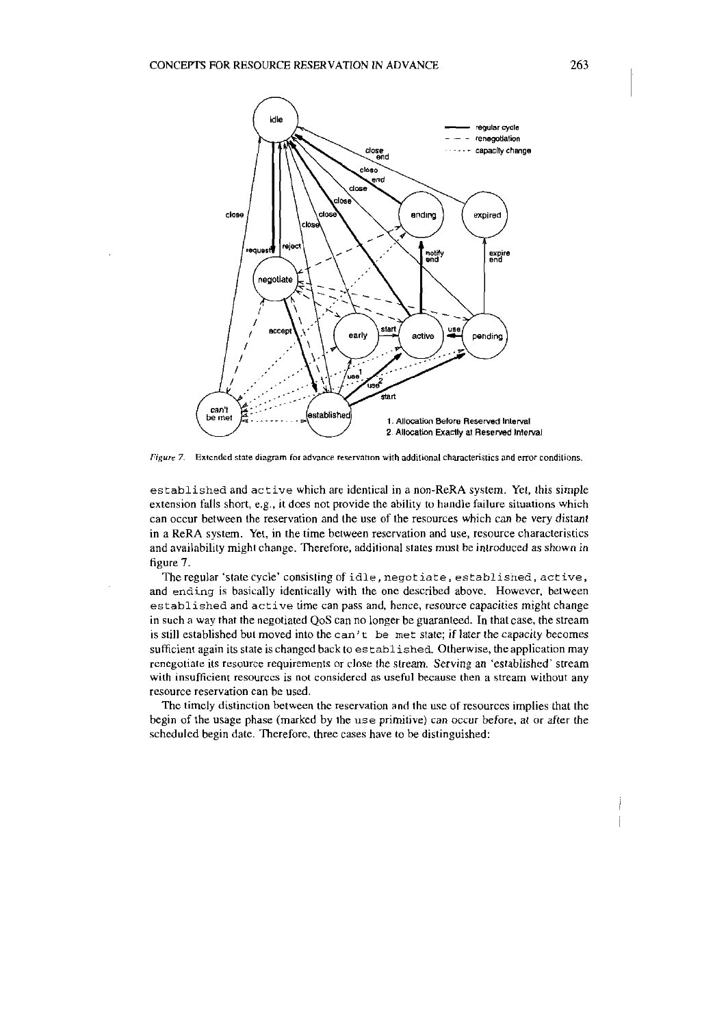Figure 7. Extended state diagram for advance reservation with additional characteristics and error conditions.

established and active which are identical in a non-ReRA system. Yet, this simple extension falls short, e.g., it does not provide the ability to handle failure situations which can occur between the reservation and the use of the resources which can be very distant in a ReRA system. Yet, in the time between reservation and use, resource characteristics and availability might change. Therefore, additional states must be introduced as shown in figure 7.

The regular 'state cycle' consisting of idle, negotiate, established, active, and ending is basically identically with the one described above. However, between established and active time can pass and, hence, resource capacities might change in such a way that the negotiated QoS can no longer be guaranteed. In that case, the stream is still established but moved into the can't be met state; if later the capacity becomes sufficient again its state is changed back to established. Otherwise, the application may renegotiate its resource requirements or close the stream. Serving an 'established' stream with insufficient resources is not considered as useful because then a stream without any resource reservation can be used.

The timely distinction between the reservation and the use of resources implies that the begin of the usage phase (marked by the use primitive) can occur before, at or after the scheduled begin date. Therefore, three cases have to be distinguished: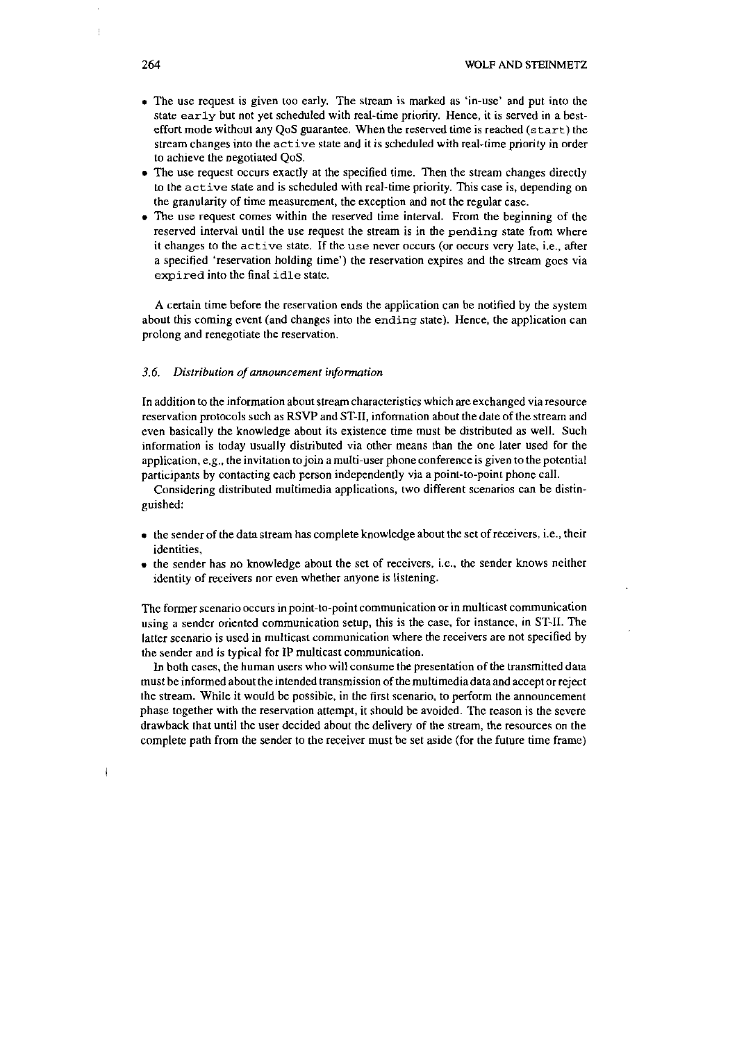- The use request is given too early. The stream is marked as 'in-use' and put into the state `early` but not yet scheduled with real-time priority. Hence, it is served in a best-effort mode without any QoS guarantee. When the reserved time is reached (`start`) the stream changes into the `active` state and it is scheduled with real-time priority in order to achieve the negotiated QoS.
- The use request occurs exactly at the specified time. Then the stream changes directly to the `active` state and is scheduled with real-time priority. This case is, depending on the granularity of time measurement, the exception and not the regular case.
- The use request comes within the reserved time interval. From the beginning of the reserved interval until the use request the stream is in the `pending` state from where it changes to the `active` state. If the `use` never occurs (or occurs very late, i.e., after a specified 'reservation holding time') the reservation expires and the stream goes via `expired` into the final `idle` state.

A certain time before the reservation ends the application can be notified by the system about this coming event (and changes into the `ending` state). Hence, the application can prolong and renegotiate the reservation.

### *3.6. Distribution of announcement information*

In addition to the information about stream characteristics which are exchanged via resource reservation protocols such as RSVP and ST-II, information about the date of the stream and even basically the knowledge about its existence time must be distributed as well. Such information is today usually distributed via other means than the one later used for the application, e.g., the invitation to join a multi-user phone conference is given to the potential participants by contacting each person independently via a point-to-point phone call.

Considering distributed multimedia applications, two different scenarios can be distinguished:

- the sender of the data stream has complete knowledge about the set of receivers, i.e., their identities,
- the sender has no knowledge about the set of receivers, i.e., the sender knows neither identity of receivers nor even whether anyone is listening.

The former scenario occurs in point-to-point communication or in multicast communication using a sender oriented communication setup, this is the case, for instance, in ST-II. The latter scenario is used in multicast communication where the receivers are not specified by the sender and is typical for IP multicast communication.

In both cases, the human users who will consume the presentation of the transmitted data must be informed about the intended transmission of the multimedia data and accept or reject the stream. While it would be possible, in the first scenario, to perform the announcement phase together with the reservation attempt, it should be avoided. The reason is the severe drawback that until the user decided about the delivery of the stream, the resources on the complete path from the sender to the receiver must be set aside (for the future time frame)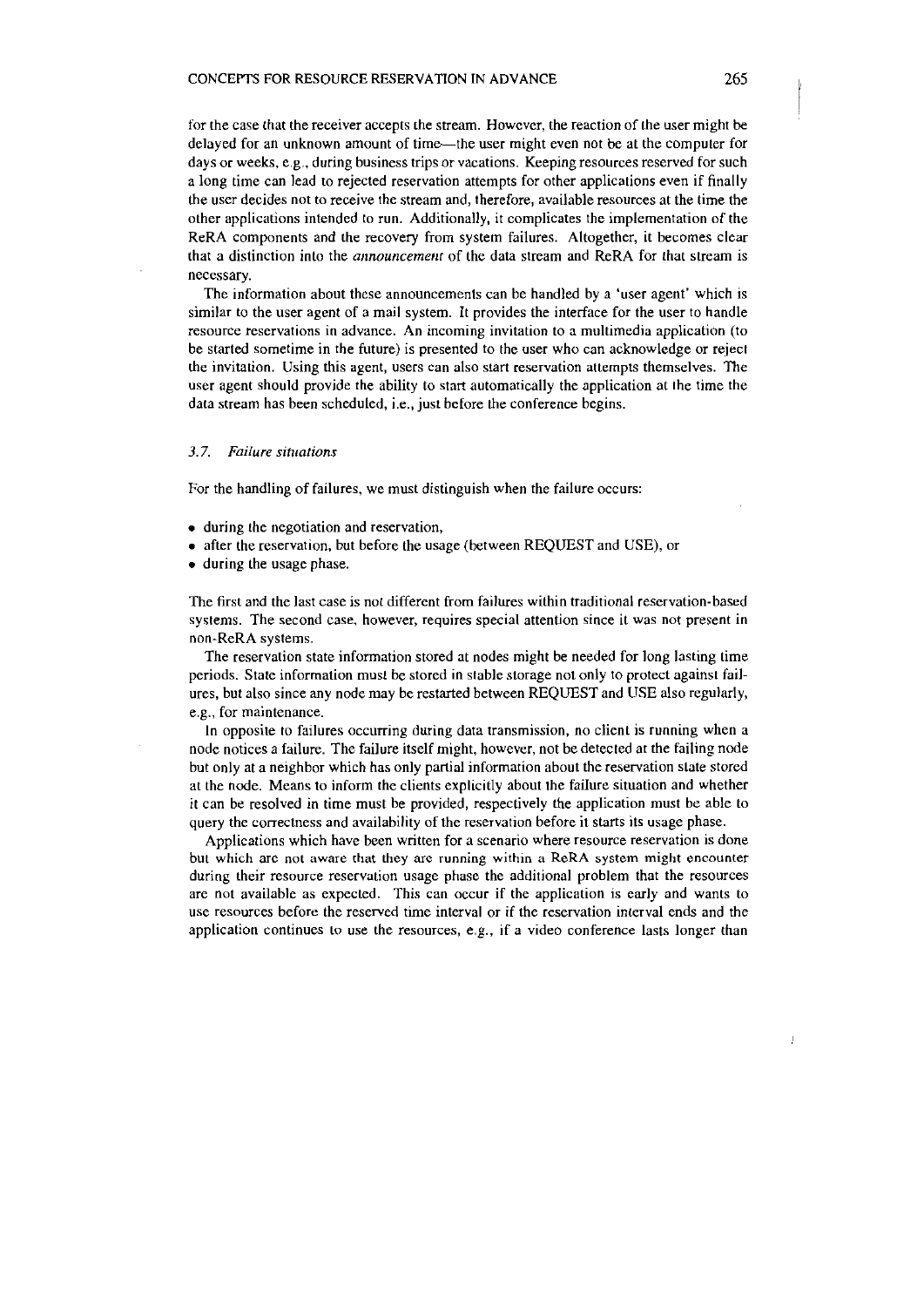for the case that the receiver accepts the stream. However, the reaction of the user might be delayed for an unknown amount of time—the user might even not be at the computer for days or weeks, e.g., during business trips or vacations. Keeping resources reserved for such a long time can lead to rejected reservation attempts for other applications even if finally the user decides not to receive the stream and, therefore, available resources at the time the other applications intended to run. Additionally, it complicates the implementation of the ReRA components and the recovery from system failures. Altogether, it becomes clear that a distinction into the *announcement* of the data stream and ReRA for that stream is necessary.

The information about these announcements can be handled by a 'user agent' which is similar to the user agent of a mail system. It provides the interface for the user to handle resource reservations in advance. An incoming invitation to a multimedia application (to be started sometime in the future) is presented to the user who can acknowledge or reject the invitation. Using this agent, users can also start reservation attempts themselves. The user agent should provide the ability to start automatically the application at the time the data stream has been scheduled, i.e., just before the conference begins.

### 3.7. *Failure situations*

For the handling of failures, we must distinguish when the failure occurs:

- during the negotiation and reservation,
- after the reservation, but before the usage (between REQUEST and USE), or
- during the usage phase.

The first and the last case is not different from failures within traditional reservation-based systems. The second case, however, requires special attention since it was not present in non-ReRA systems.

The reservation state information stored at nodes might be needed for long lasting time periods. State information must be stored in stable storage not only to protect against failures, but also since any node may be restarted between REQUEST and USE also regularly, e.g., for maintenance.

In opposite to failures occurring during data transmission, no client is running when a node notices a failure. The failure itself might, however, not be detected at the failing node but only at a neighbor which has only partial information about the reservation state stored at the node. Means to inform the clients explicitly about the failure situation and whether it can be resolved in time must be provided, respectively the application must be able to query the correctness and availability of the reservation before it starts its usage phase.

Applications which have been written for a scenario where resource reservation is done but which are not aware that they are running within a ReRA system might encounter during their resource reservation usage phase the additional problem that the resources are not available as expected. This can occur if the application is early and wants to use resources before the reserved time interval or if the reservation interval ends and the application continues to use the resources, e.g., if a video conference lasts longer than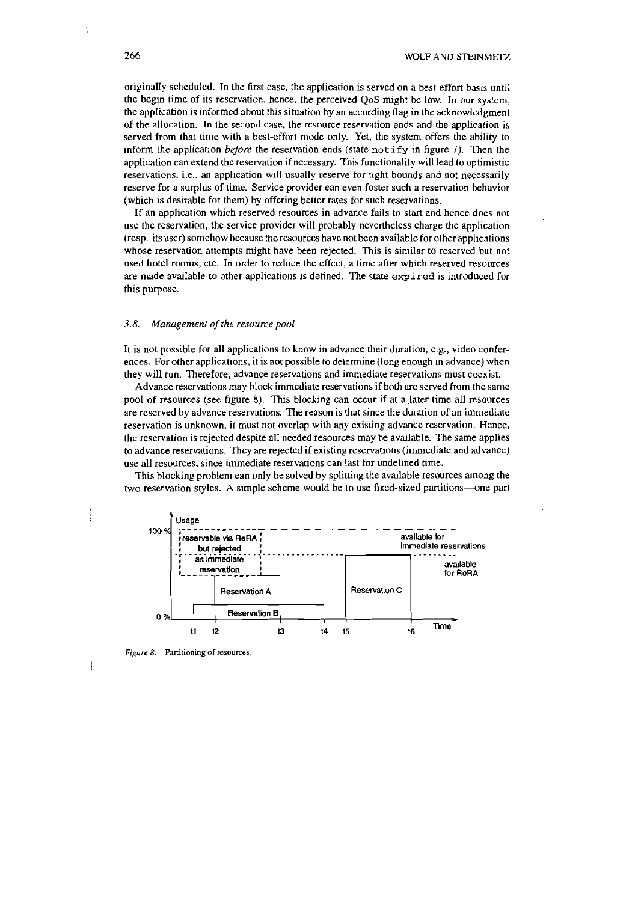originally scheduled. In the first case, the application is served on a best-effort basis until the begin time of its reservation, hence, the perceived QoS might be low. In our system, the application is informed about this situation by an according flag in the acknowledgment of the allocation. In the second case, the resource reservation ends and the application is served from that time with a best-effort mode only. Yet, the system offers the ability to inform the application *before* the reservation ends (state `notify` in figure 7). Then the application can extend the reservation if necessary. This functionality will lead to optimistic reservations, i.e., an application will usually reserve for tight bounds and not necessarily reserve for a surplus of time. Service provider can even foster such a reservation behavior (which is desirable for them) by offering better rates for such reservations.

If an application which reserved resources in advance fails to start and hence does not use the reservation, the service provider will probably nevertheless charge the application (resp. its user) somehow because the resources have not been available for other applications whose reservation attempts might have been rejected. This is similar to reserved but not used hotel rooms, etc. In order to reduce the effect, a time after which reserved resources are made available to other applications is defined. The state `expired` is introduced for this purpose.

### *3.8. Management of the resource pool*

It is not possible for all applications to know in advance their duration, e.g., video conferences. For other applications, it is not possible to determine (long enough in advance) when they will run. Therefore, advance reservations and immediate reservations must coexist.

Advance reservations may block immediate reservations if both are served from the same pool of resources (see figure 8). This blocking can occur if at a later time all resources are reserved by advance reservations. The reason is that since the duration of an immediate reservation is unknown, it must not overlap with any existing advance reservation. Hence, the reservation is rejected despite all needed resources may be available. The same applies to advance reservations. They are rejected if existing reservations (immediate and advance) use all resources, since immediate reservations can last for undefined time.

This blocking problem can only be solved by splitting the available resources among the two reservation styles. A simple scheme would be to use fixed-sized partitions—one part

*Figure 8.* Partitioning of resources.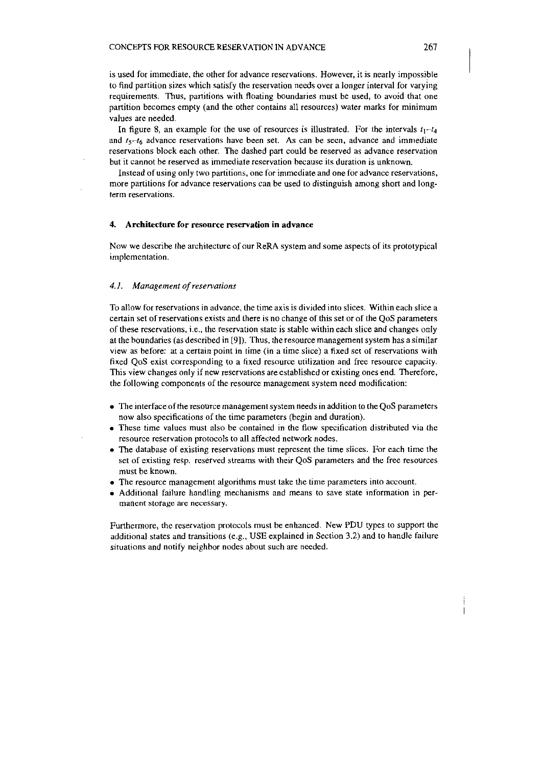is used for immediate, the other for advance reservations. However, it is nearly impossible to find partition sizes which satisfy the reservation needs over a longer interval for varying requirements. Thus, partitions with floating boundaries must be used, to avoid that one partition becomes empty (and the other contains all resources) water marks for minimum values are needed.

In figure 8, an example for the use of resources is illustrated. For the intervals $t_1$–$t_4$ and $t_5$–$t_6$ advance reservations have been set. As can be seen, advance and immediate reservations block each other. The dashed part could be reserved as advance reservation but it cannot be reserved as immediate reservation because its duration is unknown.

Instead of using only two partitions, one for immediate and one for advance reservations, more partitions for advance reservations can be used to distinguish among short and long-term reservations.

## 4. Architecture for resource reservation in advance

Now we describe the architecture of our ReRA system and some aspects of its prototypical implementation.

### 4.1. *Management of reservations*

To allow for reservations in advance, the time axis is divided into slices. Within each slice a certain set of reservations exists and there is no change of this set or of the QoS parameters of these reservations, i.e., the reservation state is stable within each slice and changes only at the boundaries (as described in [9]). Thus, the resource management system has a similar view as before: at a certain point in time (in a time slice) a fixed set of reservations with fixed QoS exist corresponding to a fixed resource utilization and free resource capacity. This view changes only if new reservations are established or existing ones end. Therefore, the following components of the resource management system need modification:

- The interface of the resource management system needs in addition to the QoS parameters now also specifications of the time parameters (begin and duration).
- These time values must also be contained in the flow specification distributed via the resource reservation protocols to all affected network nodes.
- The database of existing reservations must represent the time slices. For each time the set of existing resp. reserved streams with their QoS parameters and the free resources must be known.
- The resource management algorithms must take the time parameters into account.
- Additional failure handling mechanisms and means to save state information in permanent storage are necessary.

Furthermore, the reservation protocols must be enhanced. New PDU types to support the additional states and transitions (e.g., USE explained in Section 3.2) and to handle failure situations and notify neighbor nodes about such are needed.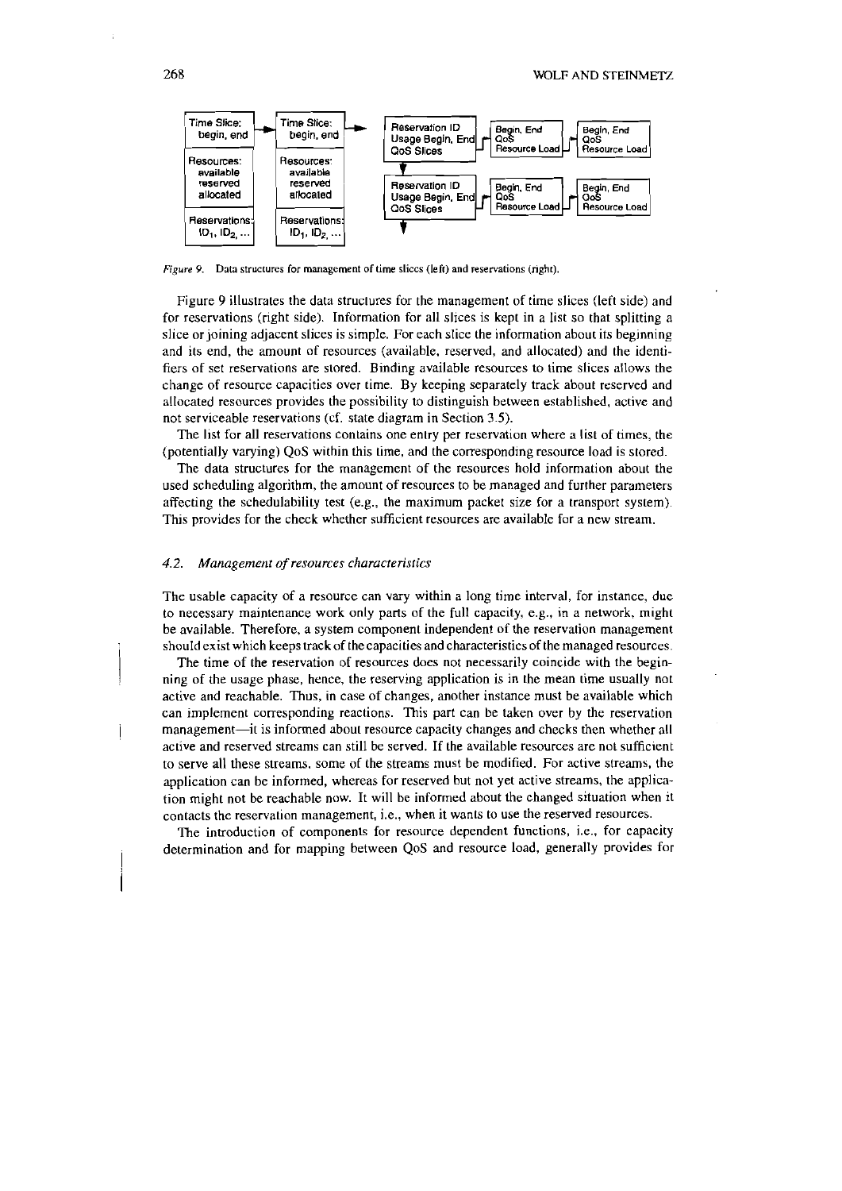Time Slice: begin, end

Resources: available reserved allocated

Reservations: $ID_1$, $ID_2$, ...

Time Slice: begin, end

Resources: available reserved allocated

Reservations: $ID_1$, $ID_2$, ...

Reservation ID
Usage Begin, End
QoS Slices

Begin, End
QoS
Resource Load

Begin, End
QoS
Resource Load

Reservation ID
Usage Begin, End
QoS Slices

Begin, End
QoS
Resource Load

Begin, End
QoS
Resource Load

*Figure 9.* Data structures for management of time slices (left) and reservations (right).

Figure 9 illustrates the data structures for the management of time slices (left side) and for reservations (right side). Information for all slices is kept in a list so that splitting a slice or joining adjacent slices is simple. For each slice the information about its beginning and its end, the amount of resources (available, reserved, and allocated) and the identifiers of set reservations are stored. Binding available resources to time slices allows the change of resource capacities over time. By keeping separately track about reserved and allocated resources provides the possibility to distinguish between established, active and not serviceable reservations (cf. state diagram in Section 3.5).

The list for all reservations contains one entry per reservation where a list of times, the (potentially varying) QoS within this time, and the corresponding resource load is stored.

The data structures for the management of the resources hold information about the used scheduling algorithm, the amount of resources to be managed and further parameters affecting the schedulability test (e.g., the maximum packet size for a transport system). This provides for the check whether sufficient resources are available for a new stream.

### 4.2. *Management of resources characteristics*

The usable capacity of a resource can vary within a long time interval, for instance, due to necessary maintenance work only parts of the full capacity, e.g., in a network, might be available. Therefore, a system component independent of the reservation management should exist which keeps track of the capacities and characteristics of the managed resources.

The time of the reservation of resources does not necessarily coincide with the beginning of the usage phase, hence, the reserving application is in the mean time usually not active and reachable. Thus, in case of changes, another instance must be available which can implement corresponding reactions. This part can be taken over by the reservation management—it is informed about resource capacity changes and checks then whether all active and reserved streams can still be served. If the available resources are not sufficient to serve all these streams, some of the streams must be modified. For active streams, the application can be informed, whereas for reserved but not yet active streams, the application might not be reachable now. It will be informed about the changed situation when it contacts the reservation management, i.e., when it wants to use the reserved resources.

The introduction of components for resource dependent functions, i.e., for capacity determination and for mapping between QoS and resource load, generally provides for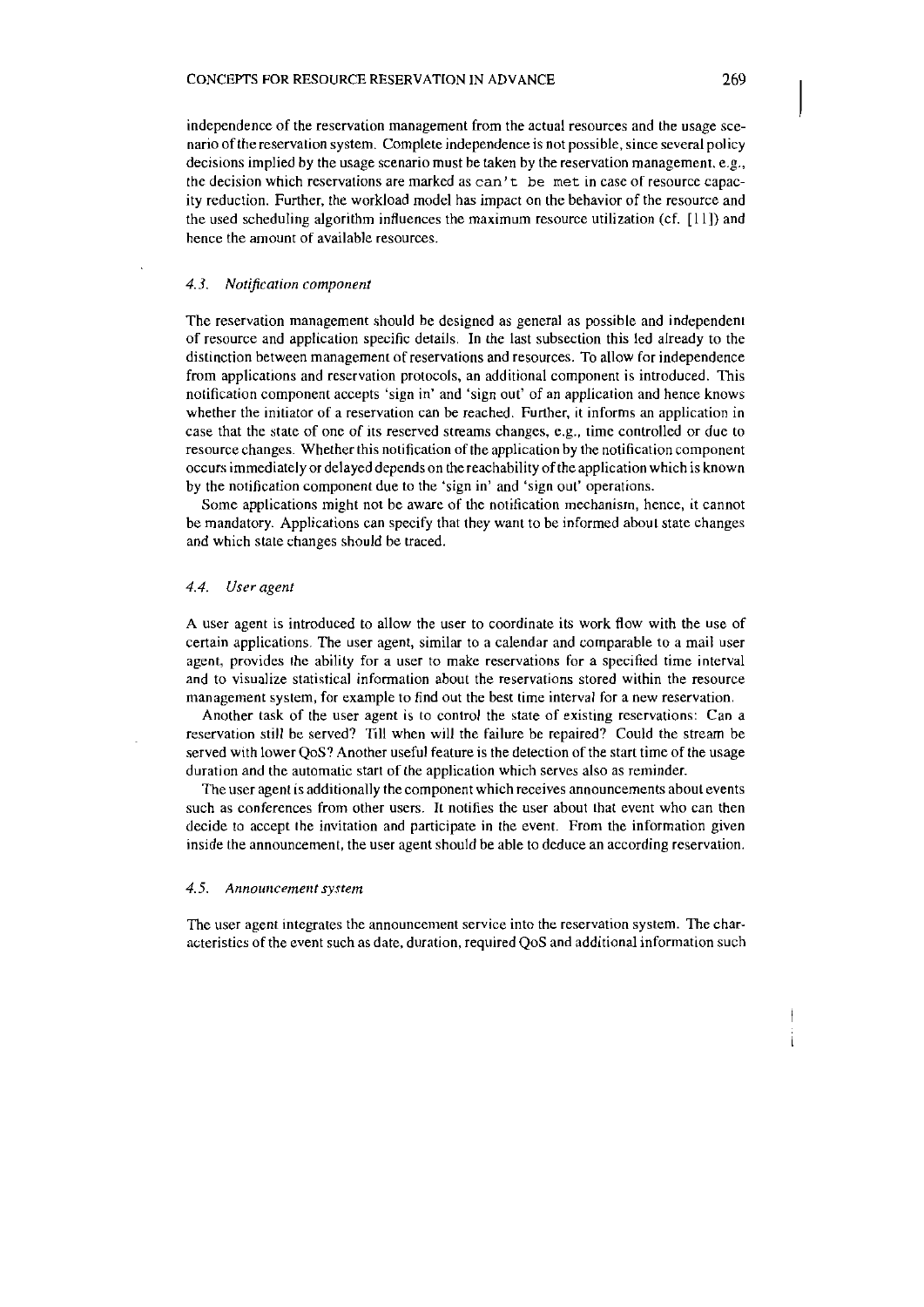independence of the reservation management from the actual resources and the usage scenario of the reservation system. Complete independence is not possible, since several policy decisions implied by the usage scenario must be taken by the reservation management, e.g., the decision which reservations are marked as `can't be met` in case of resource capacity reduction. Further, the workload model has impact on the behavior of the resource and the used scheduling algorithm influences the maximum resource utilization (cf. [11]) and hence the amount of available resources.

### *4.3. Notification component*

The reservation management should be designed as general as possible and independent of resource and application specific details. In the last subsection this led already to the distinction between management of reservations and resources. To allow for independence from applications and reservation protocols, an additional component is introduced. This notification component accepts 'sign in' and 'sign out' of an application and hence knows whether the initiator of a reservation can be reached. Further, it informs an application in case that the state of one of its reserved streams changes, e.g., time controlled or due to resource changes. Whether this notification of the application by the notification component occurs immediately or delayed depends on the reachability of the application which is known by the notification component due to the 'sign in' and 'sign out' operations.

Some applications might not be aware of the notification mechanism, hence, it cannot be mandatory. Applications can specify that they want to be informed about state changes and which state changes should be traced.

### *4.4. User agent*

A user agent is introduced to allow the user to coordinate its work flow with the use of certain applications. The user agent, similar to a calendar and comparable to a mail user agent, provides the ability for a user to make reservations for a specified time interval and to visualize statistical information about the reservations stored within the resource management system, for example to find out the best time interval for a new reservation.

Another task of the user agent is to control the state of existing reservations: Can a reservation still be served? Till when will the failure be repaired? Could the stream be served with lower QoS? Another useful feature is the detection of the start time of the usage duration and the automatic start of the application which serves also as reminder.

The user agent is additionally the component which receives announcements about events such as conferences from other users. It notifies the user about that event who can then decide to accept the invitation and participate in the event. From the information given inside the announcement, the user agent should be able to deduce an according reservation.

### *4.5. Announcement system*

The user agent integrates the announcement service into the reservation system. The characteristics of the event such as date, duration, required QoS and additional information such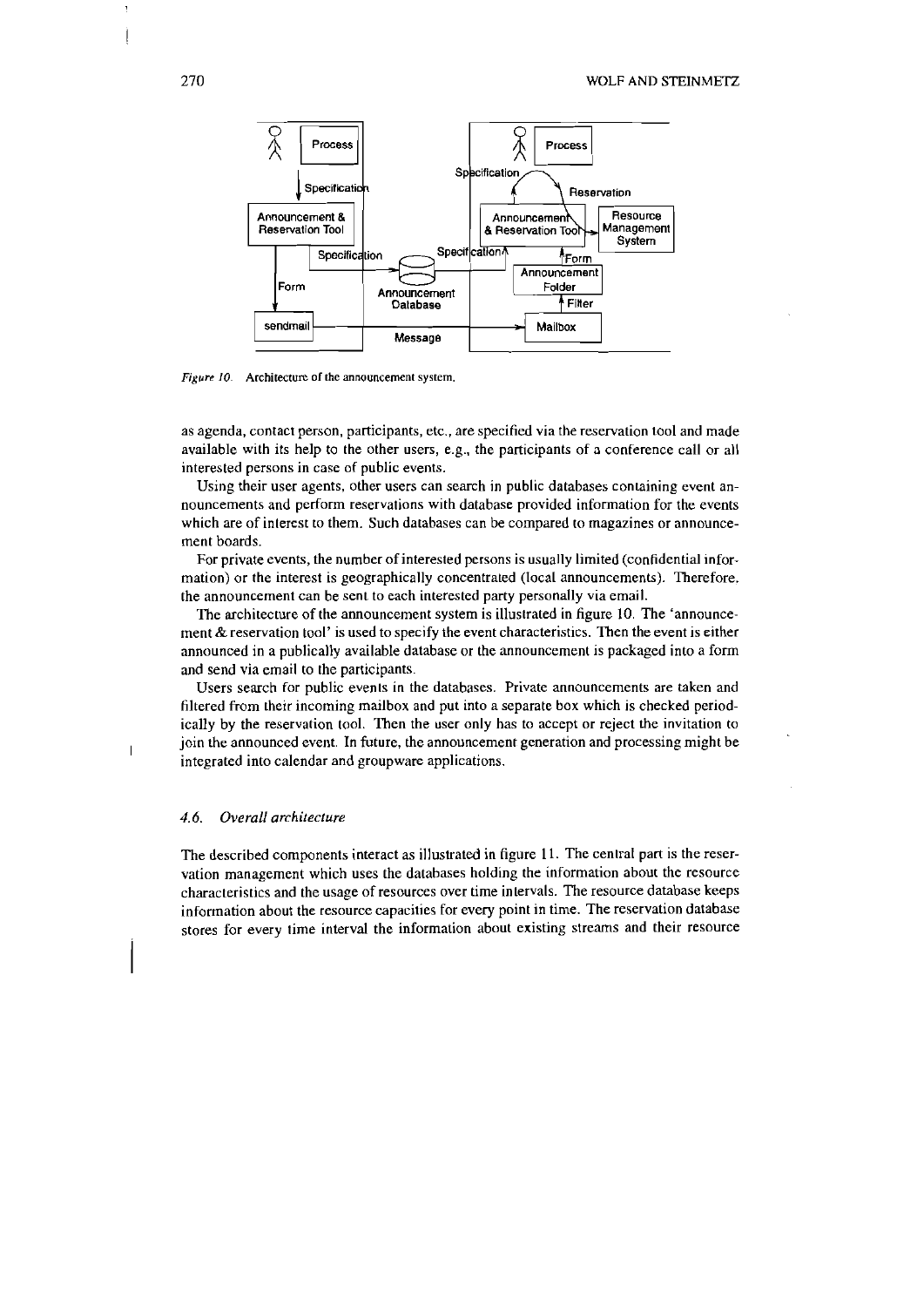*Figure 10.* Architecture of the announcement system.

as agenda, contact person, participants, etc., are specified via the reservation tool and made available with its help to the other users, e.g., the participants of a conference call or all interested persons in case of public events.

Using their user agents, other users can search in public databases containing event announcements and perform reservations with database provided information for the events which are of interest to them. Such databases can be compared to magazines or announcement boards.

For private events, the number of interested persons is usually limited (confidential information) or the interest is geographically concentrated (local announcements). Therefore, the announcement can be sent to each interested party personally via email.

The architecture of the announcement system is illustrated in figure 10. The 'announcement & reservation tool' is used to specify the event characteristics. Then the event is either announced in a publically available database or the announcement is packaged into a form and send via email to the participants.

Users search for public events in the databases. Private announcements are taken and filtered from their incoming mailbox and put into a separate box which is checked periodically by the reservation tool. Then the user only has to accept or reject the invitation to join the announced event. In future, the announcement generation and processing might be integrated into calendar and groupware applications.

### 4.6. *Overall architecture*

The described components interact as illustrated in figure 11. The central part is the reservation management which uses the databases holding the information about the resource characteristics and the usage of resources over time intervals. The resource database keeps information about the resource capacities for every point in time. The reservation database stores for every time interval the information about existing streams and their resource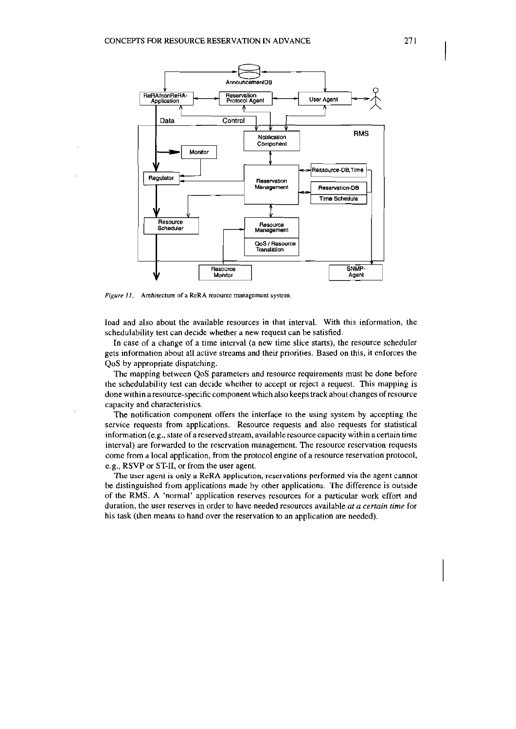*Figure 11.* Architecture of a ReRA resource management system.

load and also about the available resources in that interval. With this information, the schedulability test can decide whether a new request can be satisfied.

In case of a change of a time interval (a new time slice starts), the resource scheduler gets information about all active streams and their priorities. Based on this, it enforces the QoS by appropriate dispatching.

The mapping between QoS parameters and resource requirements must be done before the schedulability test can decide whether to accept or reject a request. This mapping is done within a resource-specific component which also keeps track about changes of resource capacity and characteristics.

The notification component offers the interface to the using system by accepting the service requests from applications. Resource requests and also requests for statistical information (e.g., state of a reserved stream, available resource capacity within a certain time interval) are forwarded to the reservation management. The resource reservation requests come from a local application, from the protocol engine of a resource reservation protocol, e.g., RSVP or ST-II, or from the user agent.

The user agent is only a ReRA application, reservations performed via the agent cannot be distinguished from applications made by other applications. The difference is outside of the RMS. A 'normal' application reserves resources for a particular work effort and duration, the user reserves in order to have needed resources available *at a certain time* for his task (then means to hand over the reservation to an application are needed).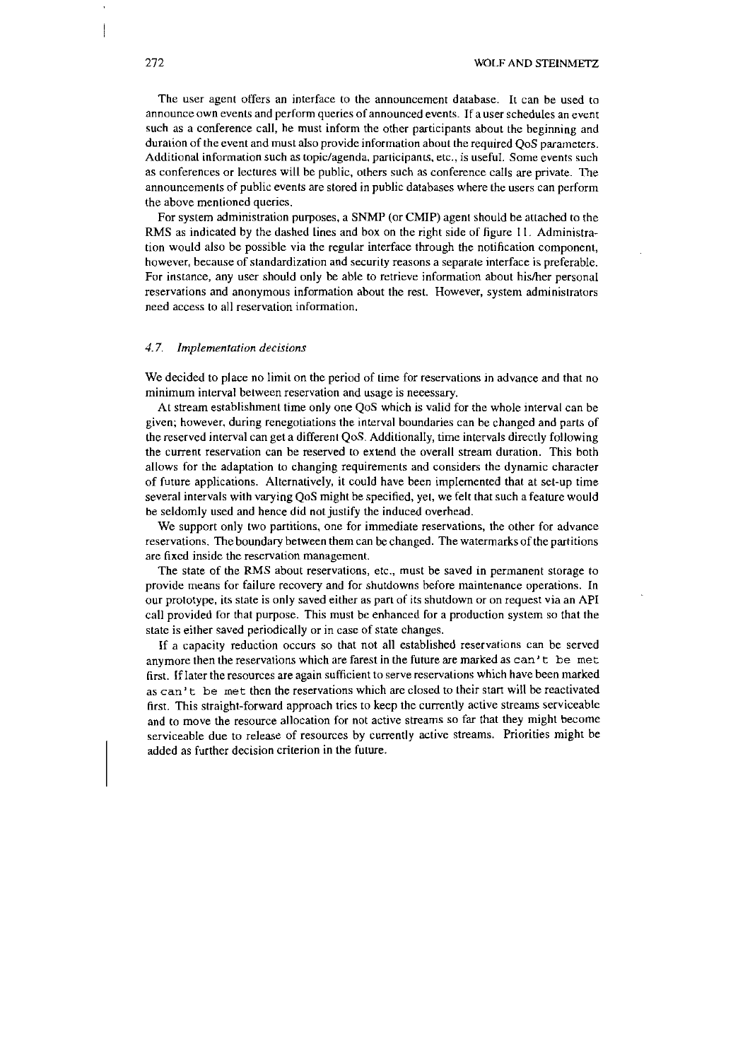The user agent offers an interface to the announcement database. It can be used to announce own events and perform queries of announced events. If a user schedules an event such as a conference call, he must inform the other participants about the beginning and duration of the event and must also provide information about the required QoS parameters. Additional information such as topic/agenda, participants, etc., is useful. Some events such as conferences or lectures will be public, others such as conference calls are private. The announcements of public events are stored in public databases where the users can perform the above mentioned queries.

For system administration purposes, a SNMP (or CMIP) agent should be attached to the RMS as indicated by the dashed lines and box on the right side of figure 11. Administration would also be possible via the regular interface through the notification component, however, because of standardization and security reasons a separate interface is preferable. For instance, any user should only be able to retrieve information about his/her personal reservations and anonymous information about the rest. However, system administrators need access to all reservation information.

### *4.7. Implementation decisions*

We decided to place no limit on the period of time for reservations in advance and that no minimum interval between reservation and usage is necessary.

At stream establishment time only one QoS which is valid for the whole interval can be given; however, during renegotiations the interval boundaries can be changed and parts of the reserved interval can get a different QoS. Additionally, time intervals directly following the current reservation can be reserved to extend the overall stream duration. This both allows for the adaptation to changing requirements and considers the dynamic character of future applications. Alternatively, it could have been implemented that at set-up time several intervals with varying QoS might be specified, yet, we felt that such a feature would be seldomly used and hence did not justify the induced overhead.

We support only two partitions, one for immediate reservations, the other for advance reservations. The boundary between them can be changed. The watermarks of the partitions are fixed inside the reservation management.

The state of the RMS about reservations, etc., must be saved in permanent storage to provide means for failure recovery and for shutdowns before maintenance operations. In our prototype, its state is only saved either as part of its shutdown or on request via an API call provided for that purpose. This must be enhanced for a production system so that the state is either saved periodically or in case of state changes.

If a capacity reduction occurs so that not all established reservations can be served anymore then the reservations which are farest in the future are marked as `can't be met` first. If later the resources are again sufficient to serve reservations which have been marked as `can't be met` then the reservations which are closed to their start will be reactivated first. This straight-forward approach tries to keep the currently active streams serviceable and to move the resource allocation for not active streams so far that they might become serviceable due to release of resources by currently active streams. Priorities might be added as further decision criterion in the future.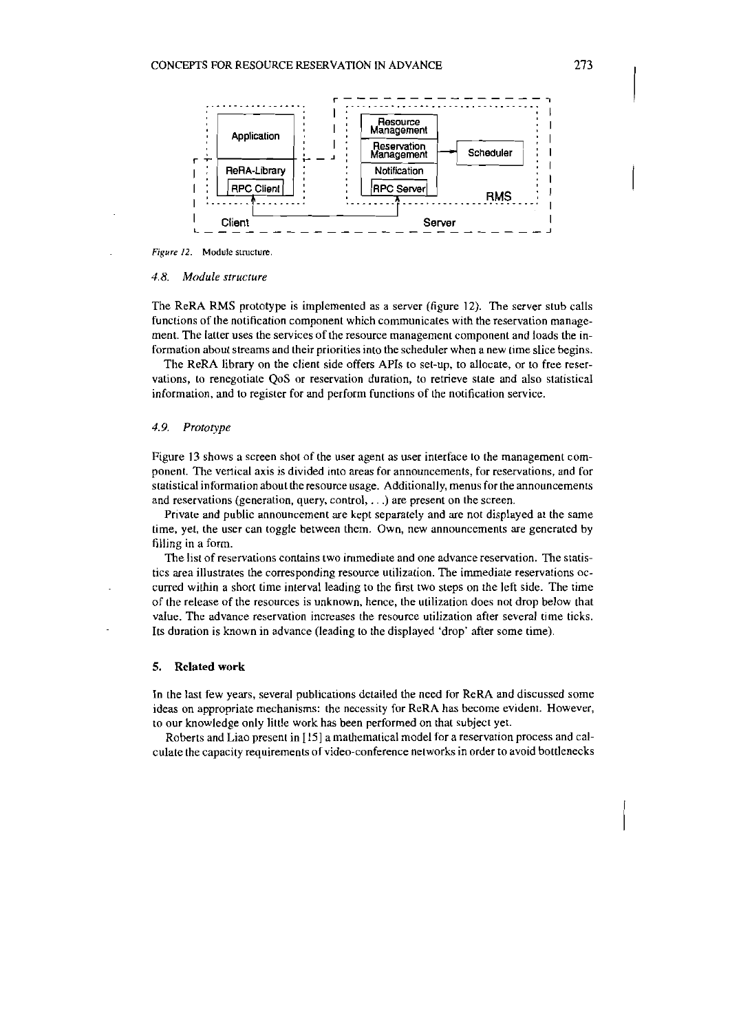Figure 12. Module structure.

### 4.8. Module structure

The ReRA RMS prototype is implemented as a server (figure 12). The server stub calls functions of the notification component which communicates with the reservation management. The latter uses the services of the resource management component and loads the information about streams and their priorities into the scheduler when a new time slice begins.

The ReRA library on the client side offers APIs to set-up, to allocate, or to free reservations, to renegotiate QoS or reservation duration, to retrieve state and also statistical information, and to register for and perform functions of the notification service.

### 4.9. Prototype

Figure 13 shows a screen shot of the user agent as user interface to the management component. The vertical axis is divided into areas for announcements, for reservations, and for statistical information about the resource usage. Additionally, menus for the announcements and reservations (generation, query, control, ...) are present on the screen.

Private and public announcement are kept separately and are not displayed at the same time, yet, the user can toggle between them. Own, new announcements are generated by filling in a form.

The list of reservations contains two immediate and one advance reservation. The statistics area illustrates the corresponding resource utilization. The immediate reservations occurred within a short time interval leading to the first two steps on the left side. The time of the release of the resources is unknown, hence, the utilization does not drop below that value. The advance reservation increases the resource utilization after several time ticks. Its duration is known in advance (leading to the displayed 'drop' after some time).

## 5. Related work

In the last few years, several publications detailed the need for ReRA and discussed some ideas on appropriate mechanisms: the necessity for ReRA has become evident. However, to our knowledge only little work has been performed on that subject yet.

Roberts and Liao present in [15] a mathematical model for a reservation process and calculate the capacity requirements of video-conference networks in order to avoid bottlenecks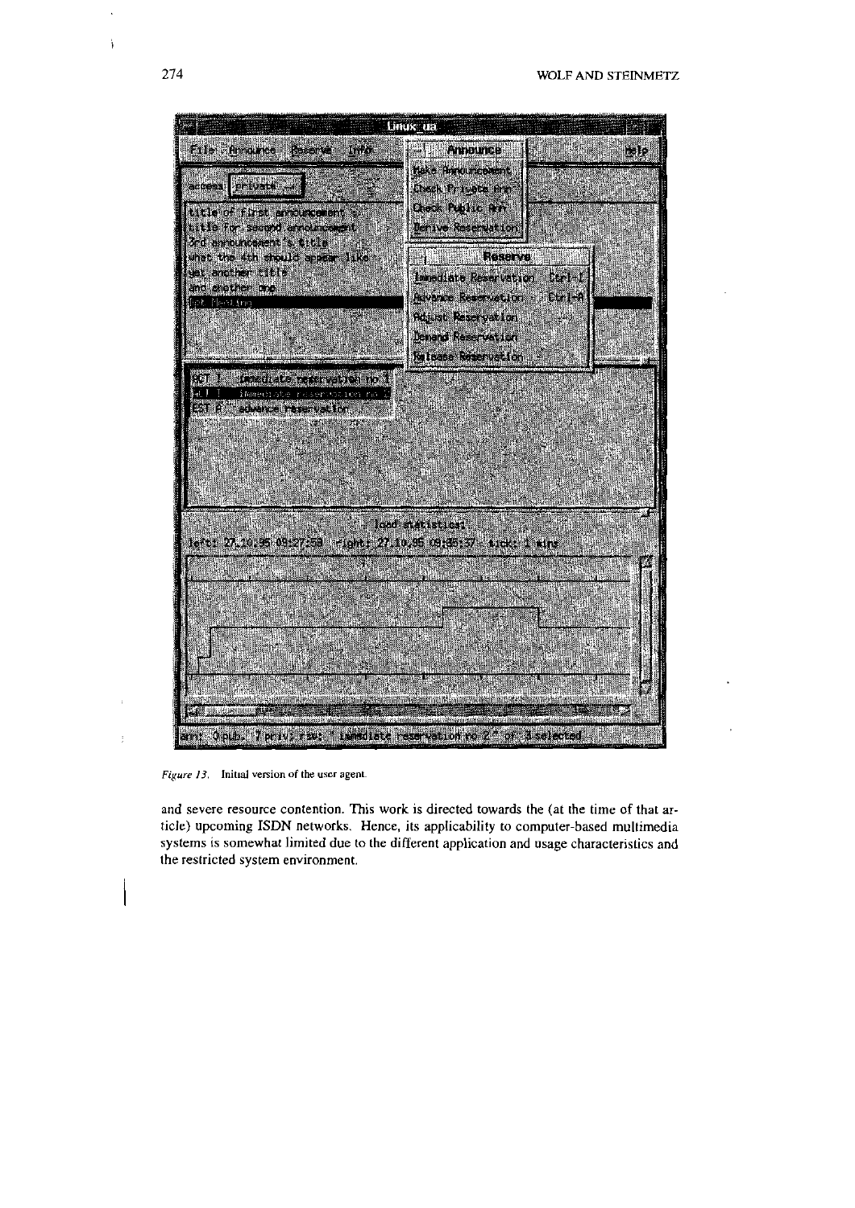*Figure 13.* Initial version of the user agent.

and severe resource contention. This work is directed towards the (at the time of that article) upcoming ISDN networks. Hence, its applicability to computer-based multimedia systems is somewhat limited due to the different application and usage characteristics and the restricted system environment.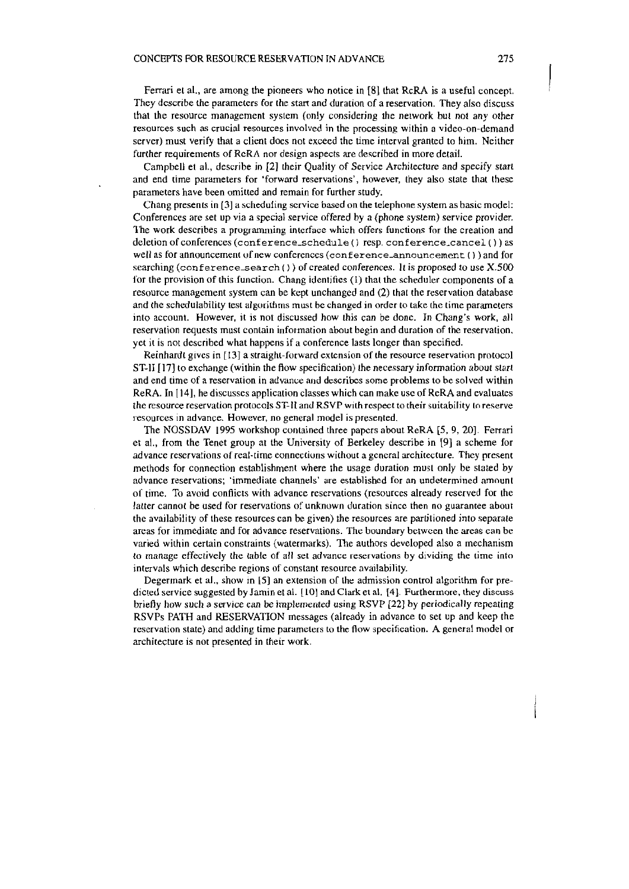Ferrari et al., are among the pioneers who notice in [8] that ReRA is a useful concept. They describe the parameters for the start and duration of a reservation. They also discuss that the resource management system (only considering the network but not any other resources such as crucial resources involved in the processing within a video-on-demand server) must verify that a client does not exceed the time interval granted to him. Neither further requirements of ReRA nor design aspects are described in more detail.

Campbell et al., describe in [2] their Quality of Service Architecture and specify start and end time parameters for 'forward reservations', however, they also state that these parameters have been omitted and remain for further study.

Chang presents in [3] a scheduling service based on the telephone system as basic model: Conferences are set up via a special service offered by a (phone system) service provider. The work describes a programming interface which offers functions for the creation and deletion of conferences (`conference_schedule()` resp. `conference_cancel()`) as well as for announcement of new conferences (`conference_announcement()`) and for searching (`conference_search()`) of created conferences. It is proposed to use X.500 for the provision of this function. Chang identifies (1) that the scheduler components of a resource management system can be kept unchanged and (2) that the reservation database and the schedulability test algorithms must be changed in order to take the time parameters into account. However, it is not discussed how this can be done. In Chang's work, all reservation requests must contain information about begin and duration of the reservation, yet it is not described what happens if a conference lasts longer than specified.

Reinhardt gives in [13] a straight-forward extension of the resource reservation protocol ST-II [17] to exchange (within the flow specification) the necessary information about start and end time of a reservation in advance and describes some problems to be solved within ReRA. In [14], he discusses application classes which can make use of ReRA and evaluates the resource reservation protocols ST-II and RSVP with respect to their suitability to reserve resources in advance. However, no general model is presented.

The NOSSDAV 1995 workshop contained three papers about ReRA [5, 9, 20]. Ferrari et al., from the Tenet group at the University of Berkeley describe in [9] a scheme for advance reservations of real-time connections without a general architecture. They present methods for connection establishment where the usage duration must only be stated by advance reservations; 'immediate channels' are established for an undetermined amount of time. To avoid conflicts with advance reservations (resources already reserved for the latter cannot be used for reservations of unknown duration since then no guarantee about the availability of these resources can be given) the resources are partitioned into separate areas for immediate and for advance reservations. The boundary between the areas can be varied within certain constraints (watermarks). The authors developed also a mechanism to manage effectively the table of all set advance reservations by dividing the time into intervals which describe regions of constant resource availability.

Degermark et al., show in [5] an extension of the admission control algorithm for predicted service suggested by Jamin et al. [10] and Clark et al. [4]. Furthermore, they discuss briefly how such a service can be implemented using RSVP [22] by periodically repeating RSVPs PATH and RESERVATION messages (already in advance to set up and keep the reservation state) and adding time parameters to the flow specification. A general model or architecture is not presented in their work.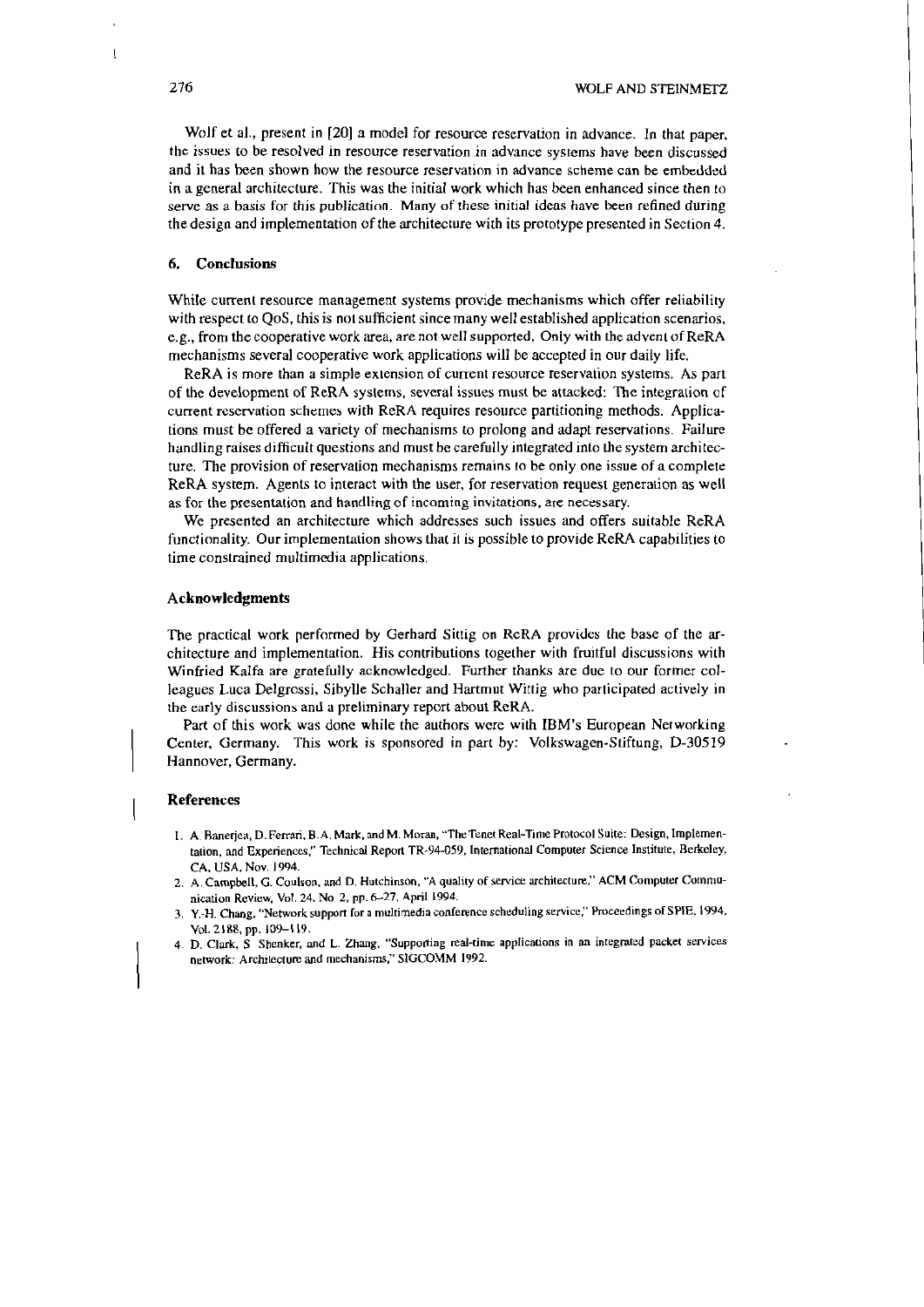Wolf et al., present in [20] a model for resource reservation in advance. In that paper, the issues to be resolved in resource reservation in advance systems have been discussed and it has been shown how the resource reservation in advance scheme can be embedded in a general architecture. This was the initial work which has been enhanced since then to serve as a basis for this publication. Many of these initial ideas have been refined during the design and implementation of the architecture with its prototype presented in Section 4.

## 6. Conclusions

While current resource management systems provide mechanisms which offer reliability with respect to QoS, this is not sufficient since many well established application scenarios, e.g., from the cooperative work area, are not well supported. Only with the advent of ReRA mechanisms several cooperative work applications will be accepted in our daily life.

ReRA is more than a simple extension of current resource reservation systems. As part of the development of ReRA systems, several issues must be attacked: The integration of current reservation schemes with ReRA requires resource partitioning methods. Applications must be offered a variety of mechanisms to prolong and adapt reservations. Failure handling raises difficult questions and must be carefully integrated into the system architecture. The provision of reservation mechanisms remains to be only one issue of a complete ReRA system. Agents to interact with the user, for reservation request generation as well as for the presentation and handling of incoming invitations, are necessary.

We presented an architecture which addresses such issues and offers suitable ReRA functionality. Our implementation shows that it is possible to provide ReRA capabilities to time constrained multimedia applications.

## Acknowledgments

The practical work performed by Gerhard Sittig on ReRA provides the base of the architecture and implementation. His contributions together with fruitful discussions with Winfried Kalfa are gratefully acknowledged. Further thanks are due to our former colleagues Luca Delgrossi, Sibylle Schaller and Hartmut Wittig who participated actively in the early discussions and a preliminary report about ReRA.

Part of this work was done while the authors were with IBM's European Networking Center, Germany. This work is sponsored in part by: Volkswagen-Stiftung, D-30519 Hannover, Germany.

## References

1. A. Banerjea, D. Ferrari, B. A. Mark, and M. Moran, "The Tenet Real-Time Protocol Suite: Design, Implementation, and Experiences," Technical Report TR-94-059, International Computer Science Institute, Berkeley, CA, USA, Nov. 1994.
2. A. Campbell, G. Coulson, and D. Hutchinson, "A quality of service architecture," ACM Computer Communication Review, Vol. 24, No. 2, pp. 6–27, April 1994.
3. Y.-H. Chang, "Network support for a multimedia conference scheduling service," Proceedings of SPIE, 1994, Vol. 2188, pp. 109–119.
4. D. Clark, S. Shenker, and L. Zhang, "Supporting real-time applications in an integrated packet services network: Architecture and mechanisms," SIGCOMM 1992.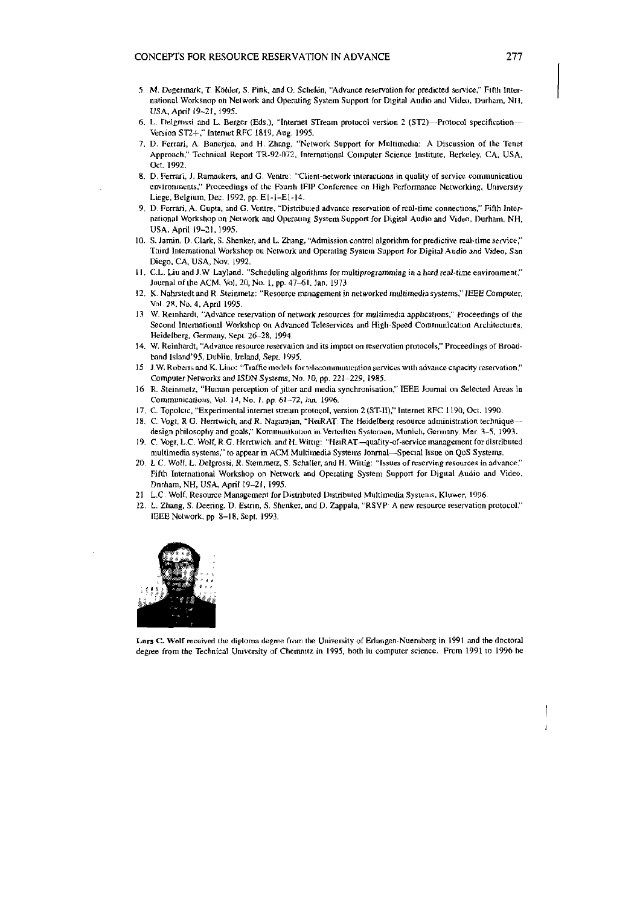5. M. Degermark, T. Köhler, S. Pink, and O. Schelén, "Advance reservation for predicted service," Fifth International Worksnop on Network and Operating System Support for Digital Audio and Video, Durham, NH, USA, April 19–21, 1995.
6. L. Delgrossi and L. Berger (Eds.), "Internet STream protocol version 2 (ST2)—Protocol specification—Version ST2+," Internet RFC 1819, Aug. 1995.
7. D. Ferrari, A. Banerjea, and H. Zhang, "Network Support for Multimedia: A Discussion of the Tenet Approach," Technical Report TR-92-072, International Computer Science Institute, Berkeley, CA, USA, Oct. 1992.
8. D. Ferrari, J. Ramaekers, and G. Ventre: "Client-network interactions in quality of service communication environments," Proceedings of the Fourth IFIP Conference on High Performance Networking, University Liege, Belgium, Dec. 1992, pp. E1-1–E1-14.
9. D. Ferrari, A. Gupta, and G. Ventre, "Distributed advance reservation of real-time connections," Fifth International Workshop on Network and Operating System Support for Digital Audio and Video, Durham, NH, USA, April 19–21, 1995.
10. S. Jamin, D. Clark, S. Shenker, and L. Zhang, "Admission control algorithm for predictive real-time service," Third International Workshop on Network and Operating System Support for Digital Audio and Video, San Diego, CA, USA, Nov. 1992.
11. C.L. Liu and J.W. Layland, "Scheduling algorithms for multiprogramming in a hard real-time environment," Journal of the ACM, Vol. 20, No. 1, pp. 47–61, Jan. 1973.
12. K. Nahrstedt and R. Steinmetz: "Resource management in networked multimedia systems," IEEE Computer, Vol. 28, No. 4, April 1995.
13. W. Reinhardt, "Advance reservation of network resources for multimedia applications," Proceedings of the Second International Workshop on Advanced Teleservices and High-Speed Communication Architectures, Heidelberg, Germany, Sept. 26–28, 1994.
14. W. Reinhardt, "Advance resource reservation and its impact on reservation protocols," Proceedings of Broadband Island'95, Dublin, Ireland, Sept. 1995.
15. J.W. Roberts and K. Liao: "Traffic models for telecommunication services with advance capacity reservation," Computer Networks and ISDN Systems, No. 10, pp. 221–229, 1985.
16. R. Steinmetz, "Human perception of jitter and media synchronisation," IEEE Journal on Selected Areas in Communications, Vol. 14, No. 1, pp. 61–72, Jan. 1996.
17. C. Topolcic, "Experimental internet stream protocol, version 2 (ST-II)," Internet RFC 1190, Oct. 1990.
18. C. Vogt, R.G. Herrtwich, and R. Nagarajan, "HeiRAT: The Heidelberg resource administration technique—design philosophy and goals," Kommunikation in Verteilten Systemen, Munich, Germany, Mar. 3–5, 1993.
19. C. Vogt, L.C. Wolf, R.G. Herrtwich, and H. Wittig: "HeiRAT—quality-of-service management for distributed multimedia systems," to appear in ACM Multimedia Systems Journal—Special Issue on QoS Systems.
20. L.C. Wolf, L. Delgrossi, R. Steinmetz, S. Schaller, and H. Wittig: "Issues of reserving resources in advance," Fifth International Workshop on Network and Operating System Support for Digital Audio and Video, Durham, NH, USA, April 19–21, 1995.
21. L.C. Wolf, Resource Management for Distributed Multimedia Systems, Kluwer, 1996.
22. L. Zhang, S. Deering, D. Estrin, S. Shenker, and D. Zappala, "RSVP: A new resource reservation protocol," IEEE Network, pp. 8–18, Sept. 1993.

**Lars C. Wolf** received the diploma degree from the University of Erlangen-Nuernberg in 1991 and the doctoral degree from the Technical University of Chemnitz in 1995, both in computer science. From 1991 to 1996 he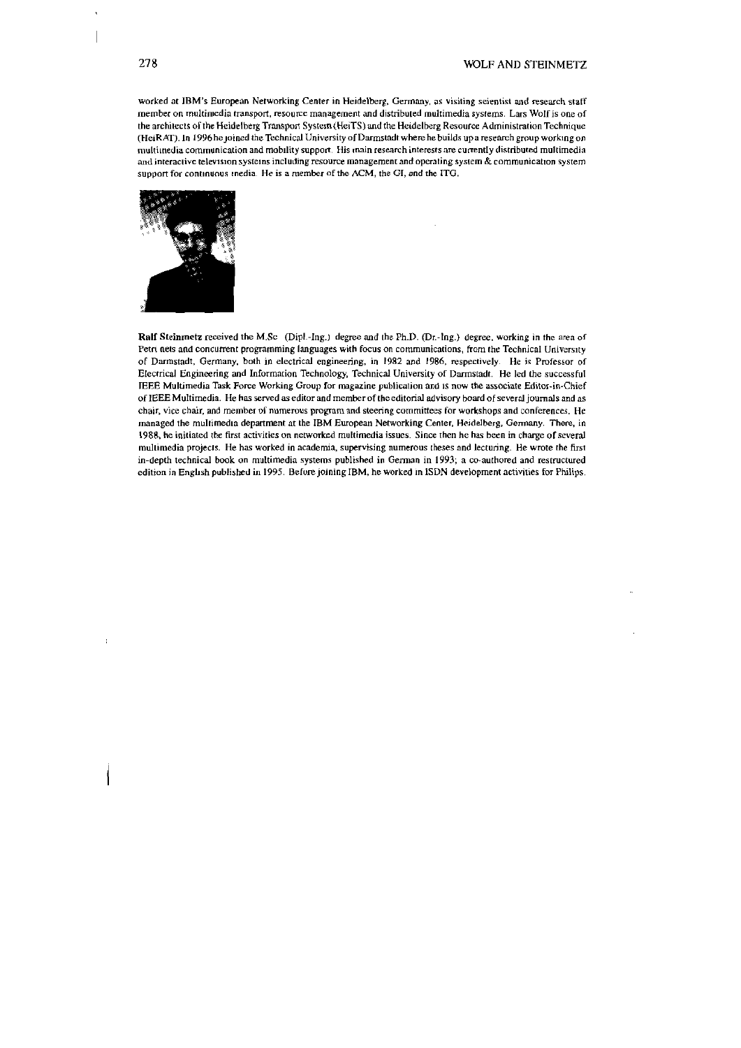worked at IBM's European Networking Center in Heidelberg, Germany, as visiting scientist and research staff member on multimedia transport, resource management and distributed multimedia systems. Lars Wolf is one of the architects of the Heidelberg Transport System (HeiTS) and the Heidelberg Resource Administration Technique (HeiRAT). In 1996 he joined the Technical University of Darmstadt where he builds up a research group working on multimedia communication and mobility support. His main research interests are currently distributed multimedia and interactive television systems including resource management and operating system & communication system support for continuous media. He is a member of the ACM, the GI, and the ITG.

**Ralf Steinmetz** received the M.Sc. (Dipl.-Ing.) degree and the Ph.D. (Dr.-Ing.) degree, working in the area of Petri nets and concurrent programming languages with focus on communications, from the Technical University of Darmstadt, Germany, both in electrical engineering, in 1982 and 1986, respectively. He is Professor of Electrical Engineering and Information Technology, Technical University of Darmstadt. He led the successful IEEE Multimedia Task Force Working Group for magazine publication and is now the associate Editor-in-Chief of IEEE Multimedia. He has served as editor and member of the editorial advisory board of several journals and as chair, vice chair, and member of numerous program and steering committees for workshops and conferences. He managed the multimedia department at the IBM European Networking Center, Heidelberg, Germany. There, in 1988, he initiated the first activities on networked multimedia issues. Since then he has been in charge of several multimedia projects. He has worked in academia, supervising numerous theses and lecturing. He wrote the first in-depth technical book on multimedia systems published in German in 1993; a co-authored and restructured edition in English published in 1995. Before joining IBM, he worked in ISDN development activities for Philips.